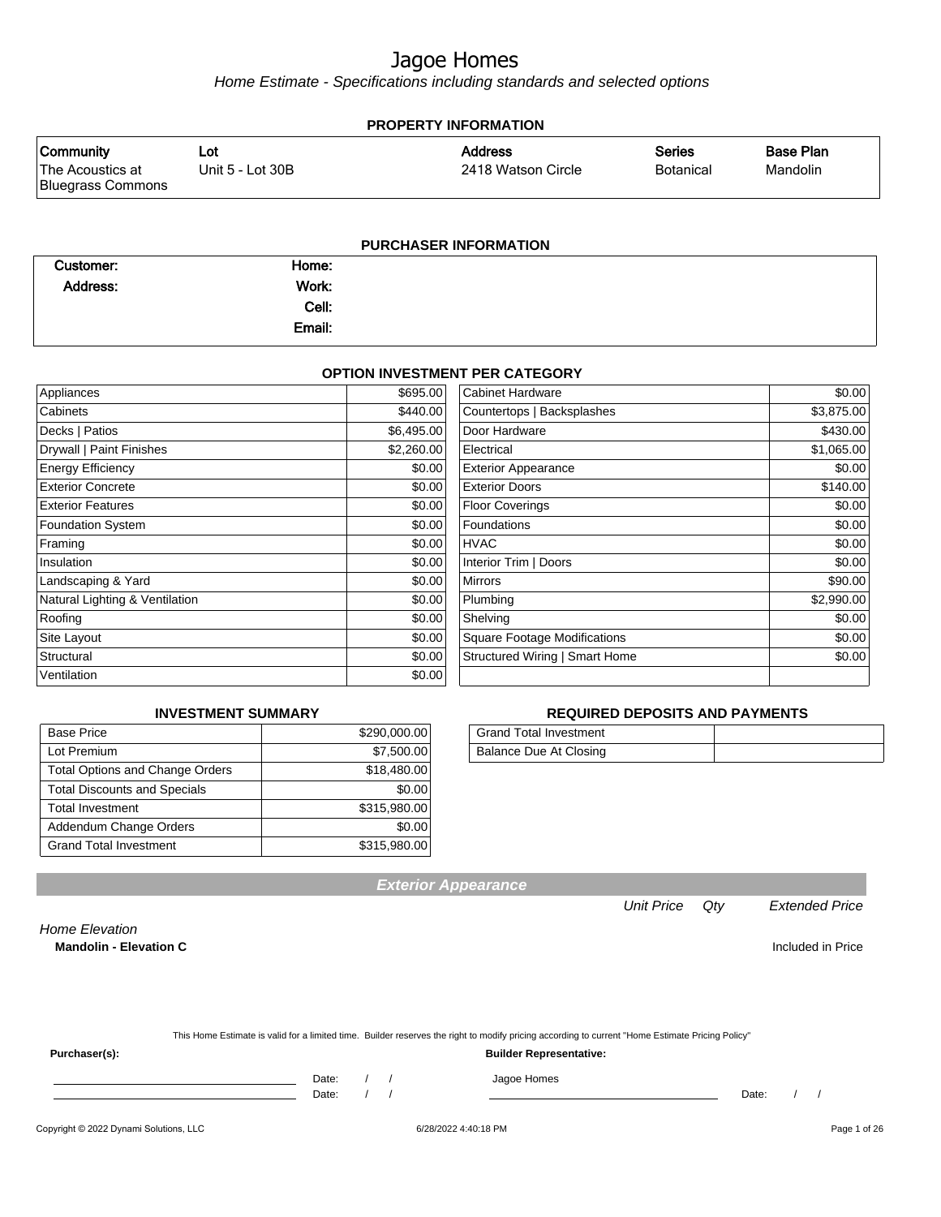# Jagoe Homes

*Home Estimate - Specifications including standards and selected options*

## PROPERTY INFORMATION

| Community | Lot | Address | Series | Base Plan |
|---|---|---|---|---|
| The Acoustics at Bluegrass Commons | Unit 5 - Lot 30B | 2418 Watson Circle | Botanical | Mandolin |

## PURCHASER INFORMATION

| | | | |
|---|---|---|---|
| **Customer:** | | **Home:** | |
| **Address:** | | **Work:** | |
| | | **Cell:** | |
| | | **Email:** | |

## OPTION INVESTMENT PER CATEGORY

| Category | Amount | Category | Amount |
|---|---|---|---|
| Appliances | $695.00 | Cabinet Hardware | $0.00 |
| Cabinets | $440.00 | Countertops \| Backsplashes | $3,875.00 |
| Decks \| Patios | $6,495.00 | Door Hardware | $430.00 |
| Drywall \| Paint Finishes | $2,260.00 | Electrical | $1,065.00 |
| Energy Efficiency | $0.00 | Exterior Appearance | $0.00 |
| Exterior Concrete | $0.00 | Exterior Doors | $140.00 |
| Exterior Features | $0.00 | Floor Coverings | $0.00 |
| Foundation System | $0.00 | Foundations | $0.00 |
| Framing | $0.00 | HVAC | $0.00 |
| Insulation | $0.00 | Interior Trim \| Doors | $0.00 |
| Landscaping & Yard | $0.00 | Mirrors | $90.00 |
| Natural Lighting & Ventilation | $0.00 | Plumbing | $2,990.00 |
| Roofing | $0.00 | Shelving | $0.00 |
| Site Layout | $0.00 | Square Footage Modifications | $0.00 |
| Structural | $0.00 | Structured Wiring \| Smart Home | $0.00 |
| Ventilation | $0.00 | | |

## INVESTMENT SUMMARY

| | |
|---|---|
| Base Price | $290,000.00 |
| Lot Premium | $7,500.00 |
| Total Options and Change Orders | $18,480.00 |
| Total Discounts and Specials | $0.00 |
| Total Investment | $315,980.00 |
| Addendum Change Orders | $0.00 |
| Grand Total Investment | $315,980.00 |

## REQUIRED DEPOSITS AND PAYMENTS

| | |
|---|---|
| Grand Total Investment | |
| Balance Due At Closing | |

## Exterior Appearance

| | Unit Price | Qty | Extended Price |
|---|---|---|---|
| *Home Elevation* | | | |
| **Mandolin - Elevation C** | | | Included in Price |

This Home Estimate is valid for a limited time. Builder reserves the right to modify pricing according to current "Home Estimate Pricing Policy"

**Purchaser(s):**

_______________________ Date: / /

_______________________ Date: / /

**Builder Representative:**

Jagoe Homes

_______________________ Date: / /

Copyright © 2022 Dynami Solutions, LLC 6/28/2022 4:40:18 PM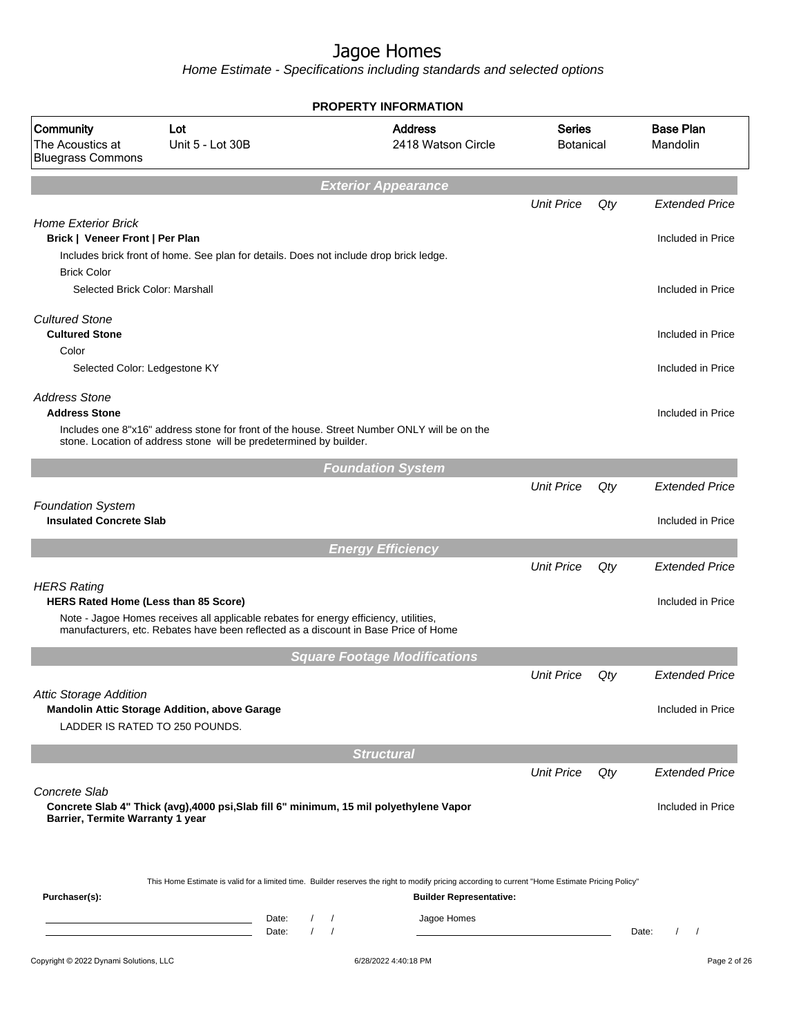# Jagoe Homes

*Home Estimate - Specifications including standards and selected options*

## PROPERTY INFORMATION

| Community | Lot | Address | Series | Base Plan |
|---|---|---|---|---|
| The Acoustics at Bluegrass Commons | Unit 5 - Lot 30B | 2418 Watson Circle | Botanical | Mandolin |

## Exterior Appearance

| | Unit Price | Qty | Extended Price |
|---|---|---|---|
| *Home Exterior Brick* | | | |
| **Brick \| Veneer Front \| Per Plan** | | | Included in Price |
| Includes brick front of home. See plan for details. Does not include drop brick ledge. | | | |
| Brick Color | | | |
| Selected Brick Color: Marshall | | | Included in Price |
| *Cultured Stone* | | | |
| **Cultured Stone** | | | Included in Price |
| Color | | | |
| Selected Color: Ledgestone KY | | | Included in Price |
| *Address Stone* | | | |
| **Address Stone** | | | Included in Price |
| Includes one 8"x16" address stone for front of the house. Street Number ONLY will be on the stone. Location of address stone will be predetermined by builder. | | | |

## Foundation System

| | Unit Price | Qty | Extended Price |
|---|---|---|---|
| *Foundation System* | | | |
| **Insulated Concrete Slab** | | | Included in Price |

## Energy Efficiency

| | Unit Price | Qty | Extended Price |
|---|---|---|---|
| *HERS Rating* | | | |
| **HERS Rated Home (Less than 85 Score)** | | | Included in Price |
| Note - Jagoe Homes receives all applicable rebates for energy efficiency, utilities, manufacturers, etc. Rebates have been reflected as a discount in Base Price of Home | | | |

## Square Footage Modifications

| | Unit Price | Qty | Extended Price |
|---|---|---|---|
| *Attic Storage Addition* | | | |
| **Mandolin Attic Storage Addition, above Garage** | | | Included in Price |
| LADDER IS RATED TO 250 POUNDS. | | | |

## Structural

| | Unit Price | Qty | Extended Price |
|---|---|---|---|
| *Concrete Slab* | | | |
| **Concrete Slab 4" Thick (avg),4000 psi,Slab fill 6" minimum, 15 mil polyethylene Vapor Barrier, Termite Warranty 1 year** | | | Included in Price |

This Home Estimate is valid for a limited time. Builder reserves the right to modify pricing according to current "Home Estimate Pricing Policy"

**Purchaser(s):** Date: / / Date: / /

**Builder Representative:** Jagoe Homes Date: / /

Copyright © 2022 Dynami Solutions, LLC 6/28/2022 4:40:18 PM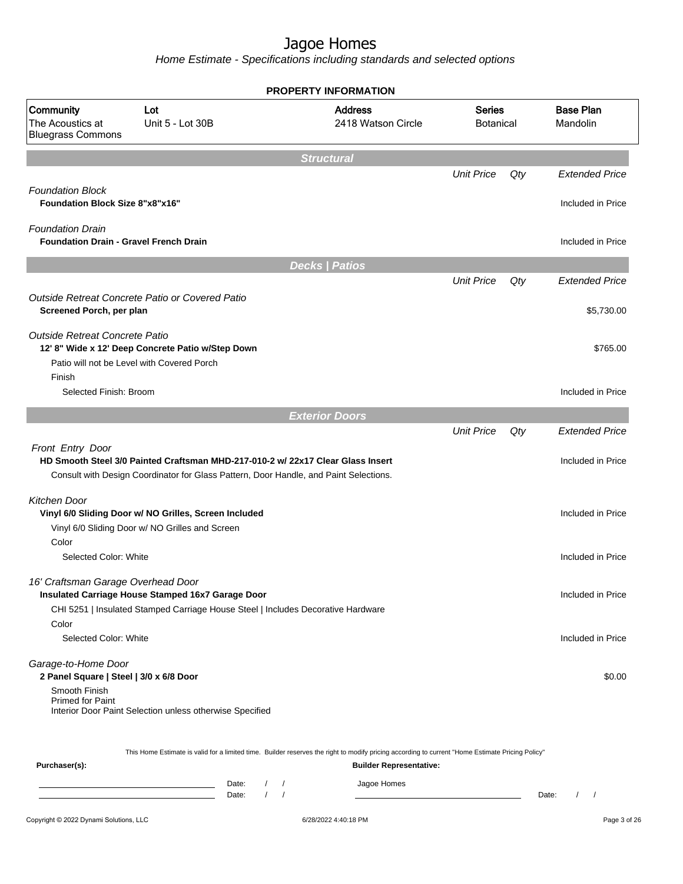# Jagoe Homes

*Home Estimate - Specifications including standards and selected options*

**PROPERTY INFORMATION**

| Community | Lot | Address | Series | Base Plan |
|---|---|---|---|---|
| The Acoustics at Bluegrass Commons | Unit 5 - Lot 30B | 2418 Watson Circle | Botanical | Mandolin |

## Structural

| | Unit Price | Qty | Extended Price |
|---|---|---|---|
| *Foundation Block* | | | |
| **Foundation Block Size 8"x8"x16"** | | | Included in Price |
| *Foundation Drain* | | | |
| **Foundation Drain - Gravel French Drain** | | | Included in Price |

## Decks | Patios

| | Unit Price | Qty | Extended Price |
|---|---|---|---|
| *Outside Retreat Concrete Patio or Covered Patio* | | | |
| **Screened Porch, per plan** | | | $5,730.00 |
| *Outside Retreat Concrete Patio* | | | |
| **12' 8" Wide x 12' Deep Concrete Patio w/Step Down** | | | $765.00 |
| Patio will not be Level with Covered Porch | | | |
| Finish | | | |
| Selected Finish: Broom | | | Included in Price |

## Exterior Doors

| | Unit Price | Qty | Extended Price |
|---|---|---|---|
| *Front Entry Door* | | | |
| **HD Smooth Steel 3/0 Painted Craftsman MHD-217-010-2 w/ 22x17 Clear Glass Insert** | | | Included in Price |
| Consult with Design Coordinator for Glass Pattern, Door Handle, and Paint Selections. | | | |
| *Kitchen Door* | | | |
| **Vinyl 6/0 Sliding Door w/ NO Grilles, Screen Included** | | | Included in Price |
| Vinyl 6/0 Sliding Door w/ NO Grilles and Screen | | | |
| Color | | | |
| Selected Color: White | | | Included in Price |
| *16' Craftsman Garage Overhead Door* | | | |
| **Insulated Carriage House Stamped 16x7 Garage Door** | | | Included in Price |
| CHI 5251 \| Insulated Stamped Carriage House Steel \| Includes Decorative Hardware | | | |
| Color | | | |
| Selected Color: White | | | Included in Price |
| *Garage-to-Home Door* | | | |
| **2 Panel Square \| Steel \| 3/0 x 6/8 Door** | | | $0.00 |
| Smooth Finish<br>Primed for Paint<br>Interior Door Paint Selection unless otherwise Specified | | | |

This Home Estimate is valid for a limited time. Builder reserves the right to modify pricing according to current "Home Estimate Pricing Policy"

**Purchaser(s):** ______________________ Date: / /
______________________ Date: / /

**Builder Representative:** Jagoe Homes
______________________ Date: / /

Copyright © 2022 Dynami Solutions, LLC — 6/28/2022 4:40:18 PM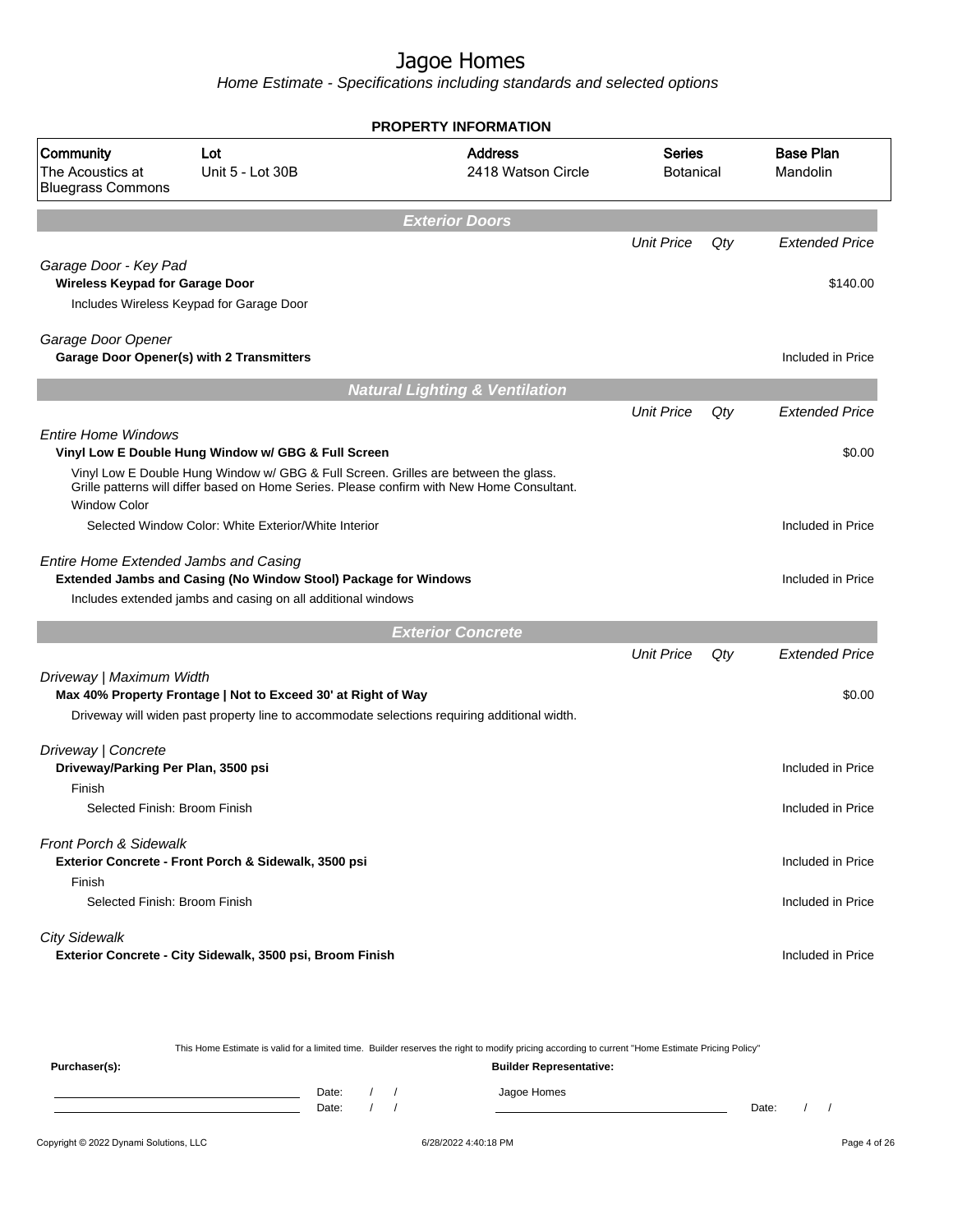# Jagoe Homes

*Home Estimate - Specifications including standards and selected options*

**PROPERTY INFORMATION**

| Community | Lot | Address | Series | Base Plan |
|---|---|---|---|---|
| The Acoustics at Bluegrass Commons | Unit 5 - Lot 30B | 2418 Watson Circle | Botanical | Mandolin |

## Exterior Doors

| | Unit Price | Qty | Extended Price |
|---|---|---|---|
| *Garage Door - Key Pad* | | | |
| **Wireless Keypad for Garage Door** | | | $140.00 |
| Includes Wireless Keypad for Garage Door | | | |
| *Garage Door Opener* | | | |
| **Garage Door Opener(s) with 2 Transmitters** | | | Included in Price |

## Natural Lighting & Ventilation

| | Unit Price | Qty | Extended Price |
|---|---|---|---|
| *Entire Home Windows* | | | |
| **Vinyl Low E Double Hung Window w/ GBG & Full Screen** | | | $0.00 |
| Vinyl Low E Double Hung Window w/ GBG & Full Screen. Grilles are between the glass. Grille patterns will differ based on Home Series. Please confirm with New Home Consultant. | | | |
| Window Color | | | |
| Selected Window Color: White Exterior/White Interior | | | Included in Price |
| *Entire Home Extended Jambs and Casing* | | | |
| **Extended Jambs and Casing (No Window Stool) Package for Windows** | | | Included in Price |
| Includes extended jambs and casing on all additional windows | | | |

## Exterior Concrete

| | Unit Price | Qty | Extended Price |
|---|---|---|---|
| *Driveway \| Maximum Width* | | | |
| **Max 40% Property Frontage \| Not to Exceed 30' at Right of Way** | | | $0.00 |
| Driveway will widen past property line to accommodate selections requiring additional width. | | | |
| *Driveway \| Concrete* | | | |
| **Driveway/Parking Per Plan, 3500 psi** | | | Included in Price |
| Finish | | | |
| Selected Finish: Broom Finish | | | Included in Price |
| *Front Porch & Sidewalk* | | | |
| **Exterior Concrete - Front Porch & Sidewalk, 3500 psi** | | | Included in Price |
| Finish | | | |
| Selected Finish: Broom Finish | | | Included in Price |
| *City Sidewalk* | | | |
| **Exterior Concrete - City Sidewalk, 3500 psi, Broom Finish** | | | Included in Price |

This Home Estimate is valid for a limited time. Builder reserves the right to modify pricing according to current "Home Estimate Pricing Policy"

**Purchaser(s):** Date: / / Date: / /

**Builder Representative:** Jagoe Homes Date: / /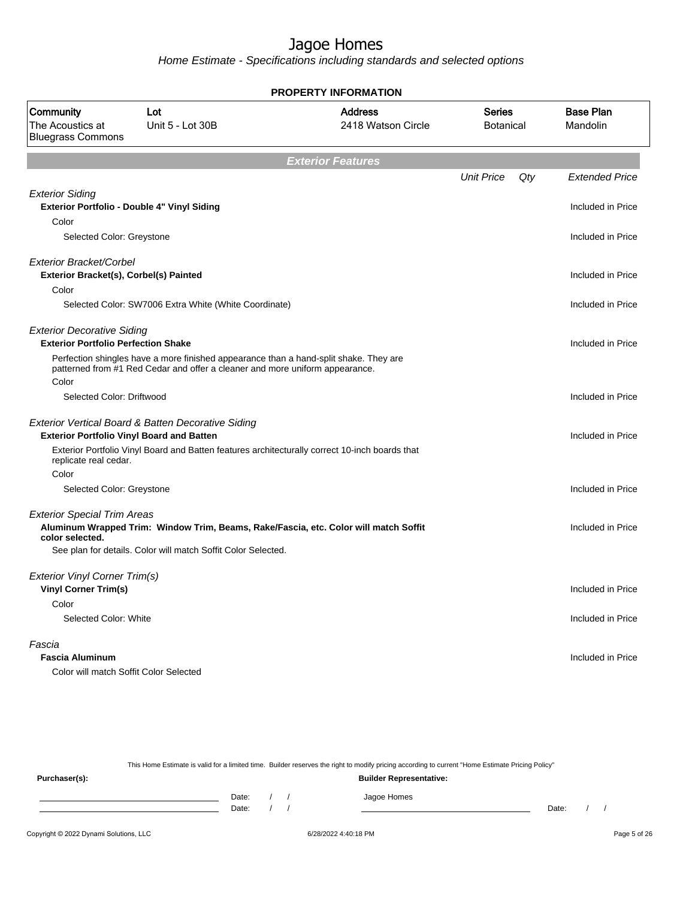# Jagoe Homes

*Home Estimate - Specifications including standards and selected options*

## PROPERTY INFORMATION

| Community | Lot | Address | Series | Base Plan |
|---|---|---|---|---|
| The Acoustics at Bluegrass Commons | Unit 5 - Lot 30B | 2418 Watson Circle | Botanical | Mandolin |

## Exterior Features

| | Unit Price | Qty | Extended Price |
|---|---|---|---|
| *Exterior Siding* | | | |
| **Exterior Portfolio - Double 4" Vinyl Siding** | | | Included in Price |
| Color | | | |
| Selected Color: Greystone | | | Included in Price |
| *Exterior Bracket/Corbel* | | | |
| **Exterior Bracket(s), Corbel(s) Painted** | | | Included in Price |
| Color | | | |
| Selected Color: SW7006 Extra White (White Coordinate) | | | Included in Price |
| *Exterior Decorative Siding* | | | |
| **Exterior Portfolio Perfection Shake** | | | Included in Price |
| Perfection shingles have a more finished appearance than a hand-split shake. They are patterned from #1 Red Cedar and offer a cleaner and more uniform appearance. | | | |
| Color | | | |
| Selected Color: Driftwood | | | Included in Price |
| *Exterior Vertical Board & Batten Decorative Siding* | | | |
| **Exterior Portfolio Vinyl Board and Batten** | | | Included in Price |
| Exterior Portfolio Vinyl Board and Batten features architecturally correct 10-inch boards that replicate real cedar. | | | |
| Color | | | |
| Selected Color: Greystone | | | Included in Price |
| *Exterior Special Trim Areas* | | | |
| **Aluminum Wrapped Trim: Window Trim, Beams, Rake/Fascia, etc. Color will match Soffit color selected.** | | | Included in Price |
| See plan for details. Color will match Soffit Color Selected. | | | |
| *Exterior Vinyl Corner Trim(s)* | | | |
| **Vinyl Corner Trim(s)** | | | Included in Price |
| Color | | | |
| Selected Color: White | | | Included in Price |
| *Fascia* | | | |
| **Fascia Aluminum** | | | Included in Price |
| Color will match Soffit Color Selected | | | |

This Home Estimate is valid for a limited time. Builder reserves the right to modify pricing according to current "Home Estimate Pricing Policy"

**Purchaser(s):**

Date: / /

Date: / /

**Builder Representative:**

Jagoe Homes

Date: / /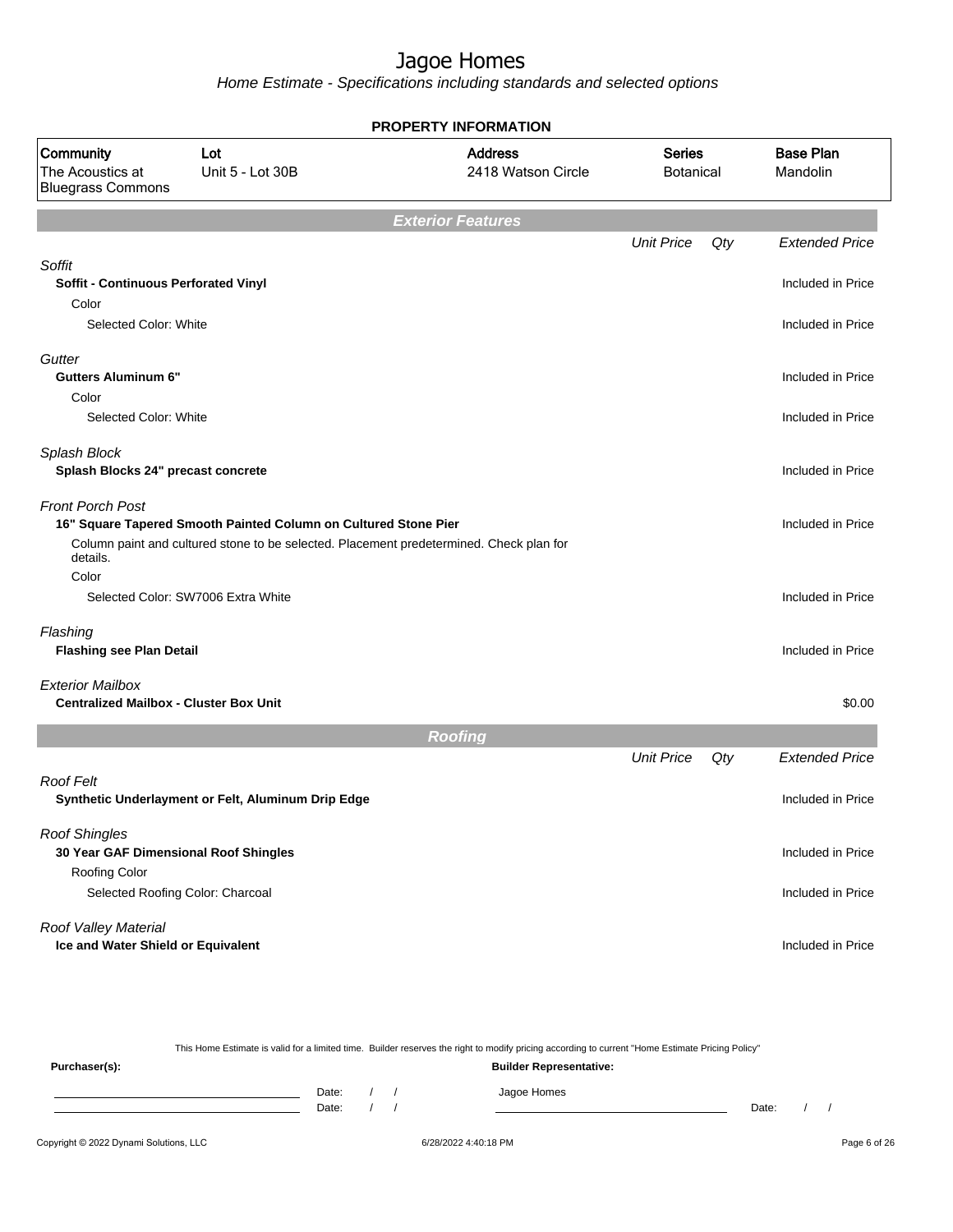# Jagoe Homes

*Home Estimate - Specifications including standards and selected options*

## PROPERTY INFORMATION

| Community | Lot | Address | Series | Base Plan |
|---|---|---|---|---|
| The Acoustics at Bluegrass Commons | Unit 5 - Lot 30B | 2418 Watson Circle | Botanical | Mandolin |

## Exterior Features

| | Unit Price | Qty | Extended Price |
|---|---|---|---|
| *Soffit* | | | |
| **Soffit - Continuous Perforated Vinyl** | | | Included in Price |
| Color | | | |
| Selected Color: White | | | Included in Price |
| *Gutter* | | | |
| **Gutters Aluminum 6"** | | | Included in Price |
| Color | | | |
| Selected Color: White | | | Included in Price |
| *Splash Block* | | | |
| **Splash Blocks 24" precast concrete** | | | Included in Price |
| *Front Porch Post* | | | |
| **16" Square Tapered Smooth Painted Column on Cultured Stone Pier** | | | Included in Price |
| Column paint and cultured stone to be selected. Placement predetermined. Check plan for details. | | | |
| Color | | | |
| Selected Color: SW7006 Extra White | | | Included in Price |
| *Flashing* | | | |
| **Flashing see Plan Detail** | | | Included in Price |
| *Exterior Mailbox* | | | |
| **Centralized Mailbox - Cluster Box Unit** | | | $0.00 |

## Roofing

| | Unit Price | Qty | Extended Price |
|---|---|---|---|
| *Roof Felt* | | | |
| **Synthetic Underlayment or Felt, Aluminum Drip Edge** | | | Included in Price |
| *Roof Shingles* | | | |
| **30 Year GAF Dimensional Roof Shingles** | | | Included in Price |
| Roofing Color | | | |
| Selected Roofing Color: Charcoal | | | Included in Price |
| *Roof Valley Material* | | | |
| **Ice and Water Shield or Equivalent** | | | Included in Price |

This Home Estimate is valid for a limited time. Builder reserves the right to modify pricing according to current "Home Estimate Pricing Policy"

**Purchaser(s):**

Date: / /

Date: / /

**Builder Representative:**

Jagoe Homes

Date: / /

Copyright © 2022 Dynami Solutions, LLC — 6/28/2022 4:40:18 PM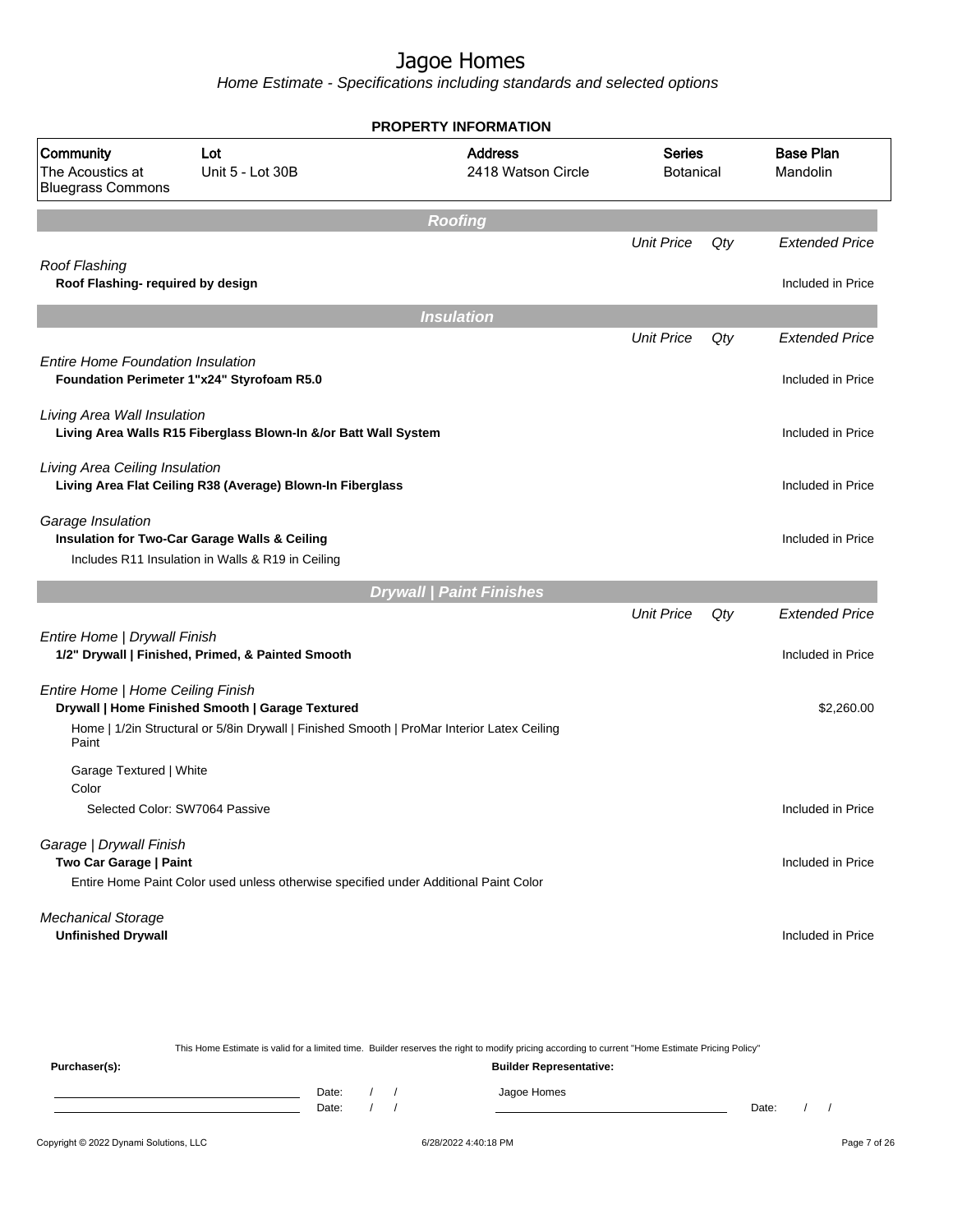# Jagoe Homes

*Home Estimate - Specifications including standards and selected options*

**PROPERTY INFORMATION**

| Community | Lot | Address | Series | Base Plan |
|---|---|---|---|---|
| The Acoustics at Bluegrass Commons | Unit 5 - Lot 30B | 2418 Watson Circle | Botanical | Mandolin |

## Roofing

| | Unit Price | Qty | Extended Price |
|---|---|---|---|
| *Roof Flashing* | | | |
| **Roof Flashing- required by design** | | | Included in Price |

## Insulation

| | Unit Price | Qty | Extended Price |
|---|---|---|---|
| *Entire Home Foundation Insulation* | | | |
| **Foundation Perimeter 1"x24" Styrofoam R5.0** | | | Included in Price |
| *Living Area Wall Insulation* | | | |
| **Living Area Walls R15 Fiberglass Blown-In &/or Batt Wall System** | | | Included in Price |
| *Living Area Ceiling Insulation* | | | |
| **Living Area Flat Ceiling R38 (Average) Blown-In Fiberglass** | | | Included in Price |
| *Garage Insulation* | | | |
| **Insulation for Two-Car Garage Walls & Ceiling** | | | Included in Price |
| Includes R11 Insulation in Walls & R19 in Ceiling | | | |

## Drywall | Paint Finishes

| | Unit Price | Qty | Extended Price |
|---|---|---|---|
| *Entire Home \| Drywall Finish* | | | |
| **1/2" Drywall \| Finished, Primed, & Painted Smooth** | | | Included in Price |
| *Entire Home \| Home Ceiling Finish* | | | |
| **Drywall \| Home Finished Smooth \| Garage Textured** | | | $2,260.00 |
| Home \| 1/2in Structural or 5/8in Drywall \| Finished Smooth \| ProMar Interior Latex Ceiling Paint | | | |
| Garage Textured \| White | | | |
| Color | | | |
| Selected Color: SW7064 Passive | | | Included in Price |
| *Garage \| Drywall Finish* | | | |
| **Two Car Garage \| Paint** | | | Included in Price |
| Entire Home Paint Color used unless otherwise specified under Additional Paint Color | | | |
| *Mechanical Storage* | | | |
| **Unfinished Drywall** | | | Included in Price |

This Home Estimate is valid for a limited time. Builder reserves the right to modify pricing according to current "Home Estimate Pricing Policy"

**Purchaser(s):** Date: / / Date: / /

**Builder Representative:** Jagoe Homes Date: / /

Copyright © 2022 Dynami Solutions, LLC — 6/28/2022 4:40:18 PM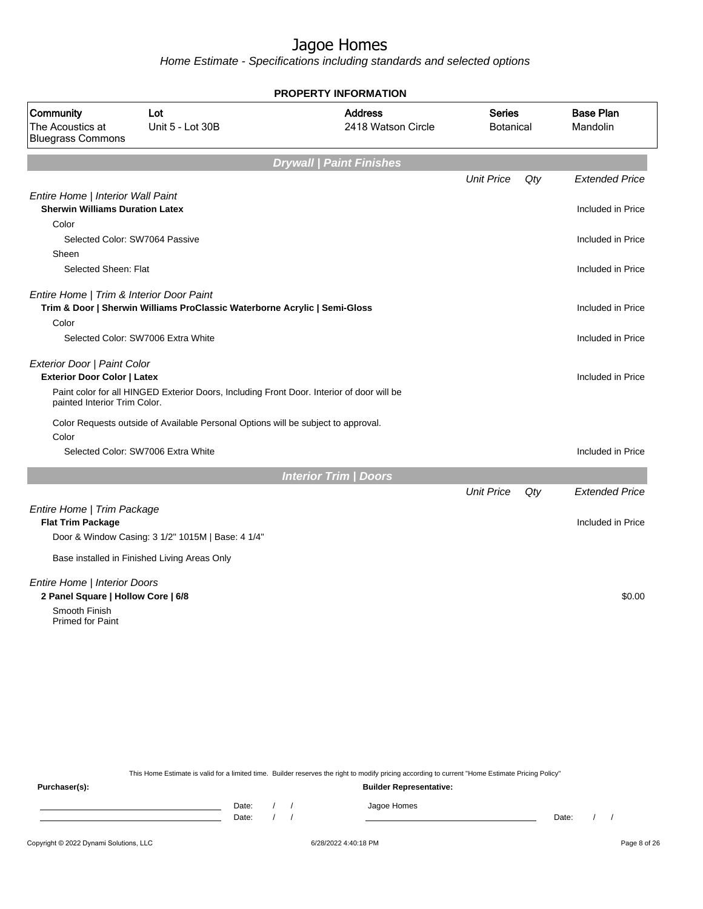# Jagoe Homes

*Home Estimate - Specifications including standards and selected options*

**PROPERTY INFORMATION**

| Community | Lot | Address | Series | Base Plan |
|---|---|---|---|---|
| The Acoustics at Bluegrass Commons | Unit 5 - Lot 30B | 2418 Watson Circle | Botanical | Mandolin |

## Drywall | Paint Finishes

| | Unit Price | Qty | Extended Price |
|---|---|---|---|
| *Entire Home \| Interior Wall Paint* | | | |
| **Sherwin Williams Duration Latex** | | | Included in Price |
| Color | | | |
| Selected Color: SW7064 Passive | | | Included in Price |
| Sheen | | | |
| Selected Sheen: Flat | | | Included in Price |
| *Entire Home \| Trim & Interior Door Paint* | | | |
| **Trim & Door \| Sherwin Williams ProClassic Waterborne Acrylic \| Semi-Gloss** | | | Included in Price |
| Color | | | |
| Selected Color: SW7006 Extra White | | | Included in Price |
| *Exterior Door \| Paint Color* | | | |
| **Exterior Door Color \| Latex** | | | Included in Price |
| Paint color for all HINGED Exterior Doors, Including Front Door. Interior of door will be painted Interior Trim Color. | | | |
| Color Requests outside of Available Personal Options will be subject to approval. | | | |
| Color | | | |
| Selected Color: SW7006 Extra White | | | Included in Price |

## Interior Trim | Doors

| | Unit Price | Qty | Extended Price |
|---|---|---|---|
| *Entire Home \| Trim Package* | | | |
| **Flat Trim Package** | | | Included in Price |
| Door & Window Casing: 3 1/2" 1015M \| Base: 4 1/4" | | | |
| Base installed in Finished Living Areas Only | | | |
| *Entire Home \| Interior Doors* | | | |
| **2 Panel Square \| Hollow Core \| 6/8** | | | $0.00 |
| Smooth Finish<br>Primed for Paint | | | |

This Home Estimate is valid for a limited time. Builder reserves the right to modify pricing according to current "Home Estimate Pricing Policy"

**Purchaser(s):** | **Builder Representative:**

Date: / / | Jagoe Homes
Date: / / | Date: / /

Copyright © 2022 Dynami Solutions, LLC | 6/28/2022 4:40:18 PM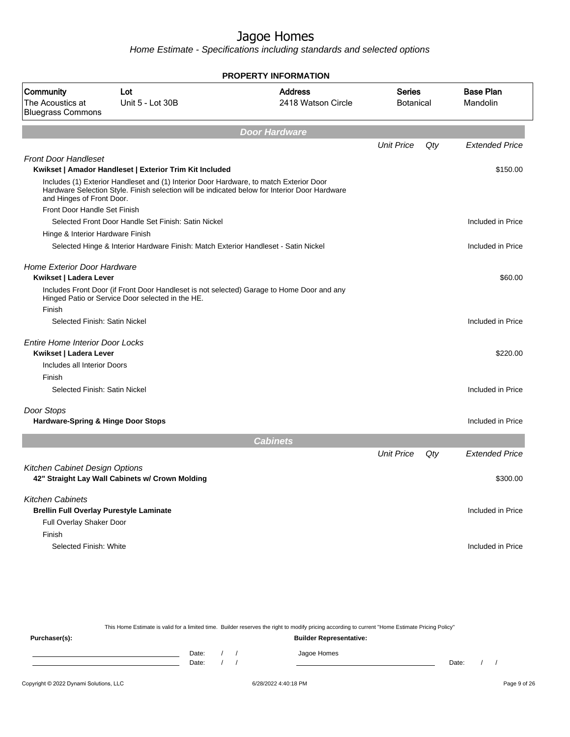# Jagoe Homes

*Home Estimate - Specifications including standards and selected options*

**PROPERTY INFORMATION**

| Community | Lot | Address | Series | Base Plan |
|---|---|---|---|---|
| The Acoustics at Bluegrass Commons | Unit 5 - Lot 30B | 2418 Watson Circle | Botanical | Mandolin |

## Door Hardware

| | Unit Price | Qty | Extended Price |
|---|---|---|---|
| *Front Door Handleset* | | | |
| **Kwikset \| Amador Handleset \| Exterior Trim Kit Included** | | | $150.00 |
| Includes (1) Exterior Handleset and (1) Interior Door Hardware, to match Exterior Door Hardware Selection Style. Finish selection will be indicated below for Interior Door Hardware and Hinges of Front Door. | | | |
| Front Door Handle Set Finish | | | |
| Selected Front Door Handle Set Finish: Satin Nickel | | | Included in Price |
| Hinge & Interior Hardware Finish | | | |
| Selected Hinge & Interior Hardware Finish: Match Exterior Handleset - Satin Nickel | | | Included in Price |
| *Home Exterior Door Hardware* | | | |
| **Kwikset \| Ladera Lever** | | | $60.00 |
| Includes Front Door (if Front Door Handleset is not selected) Garage to Home Door and any Hinged Patio or Service Door selected in the HE. | | | |
| Finish | | | |
| Selected Finish: Satin Nickel | | | Included in Price |
| *Entire Home Interior Door Locks* | | | |
| **Kwikset \| Ladera Lever** | | | $220.00 |
| Includes all Interior Doors | | | |
| Finish | | | |
| Selected Finish: Satin Nickel | | | Included in Price |
| *Door Stops* | | | |
| **Hardware-Spring & Hinge Door Stops** | | | Included in Price |

## Cabinets

| | Unit Price | Qty | Extended Price |
|---|---|---|---|
| *Kitchen Cabinet Design Options* | | | |
| **42" Straight Lay Wall Cabinets w/ Crown Molding** | | | $300.00 |
| *Kitchen Cabinets* | | | |
| **Brellin Full Overlay Purestyle Laminate** | | | Included in Price |
| Full Overlay Shaker Door | | | |
| Finish | | | |
| Selected Finish: White | | | Included in Price |

This Home Estimate is valid for a limited time. Builder reserves the right to modify pricing according to current "Home Estimate Pricing Policy"

**Purchaser(s):** Date: / / Date: / /

**Builder Representative:** Jagoe Homes Date: / /

Copyright © 2022 Dynami Solutions, LLC 6/28/2022 4:40:18 PM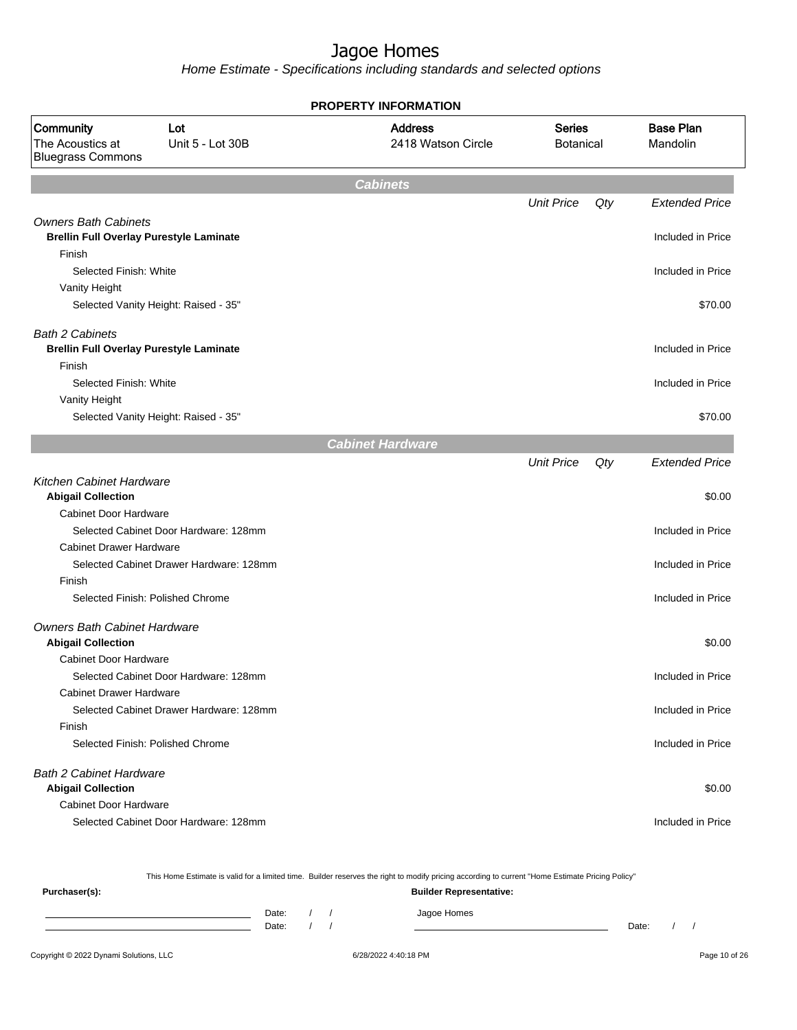# Jagoe Homes

*Home Estimate - Specifications including standards and selected options*

**PROPERTY INFORMATION**

| Community | Lot | Address | Series | Base Plan |
|---|---|---|---|---|
| The Acoustics at Bluegrass Commons | Unit 5 - Lot 30B | 2418 Watson Circle | Botanical | Mandolin |

## Cabinets

| | Unit Price | Qty | Extended Price |
|---|---|---|---|
| *Owners Bath Cabinets* | | | |
| **Brellin Full Overlay Purestyle Laminate** | | | Included in Price |
| Finish | | | |
| Selected Finish: White | | | Included in Price |
| Vanity Height | | | |
| Selected Vanity Height: Raised - 35" | | | $70.00 |
| *Bath 2 Cabinets* | | | |
| **Brellin Full Overlay Purestyle Laminate** | | | Included in Price |
| Finish | | | |
| Selected Finish: White | | | Included in Price |
| Vanity Height | | | |
| Selected Vanity Height: Raised - 35" | | | $70.00 |

## Cabinet Hardware

| | Unit Price | Qty | Extended Price |
|---|---|---|---|
| *Kitchen Cabinet Hardware* | | | |
| **Abigail Collection** | | | $0.00 |
| Cabinet Door Hardware | | | |
| Selected Cabinet Door Hardware: 128mm | | | Included in Price |
| Cabinet Drawer Hardware | | | |
| Selected Cabinet Drawer Hardware: 128mm | | | Included in Price |
| Finish | | | |
| Selected Finish: Polished Chrome | | | Included in Price |
| *Owners Bath Cabinet Hardware* | | | |
| **Abigail Collection** | | | $0.00 |
| Cabinet Door Hardware | | | |
| Selected Cabinet Door Hardware: 128mm | | | Included in Price |
| Cabinet Drawer Hardware | | | |
| Selected Cabinet Drawer Hardware: 128mm | | | Included in Price |
| Finish | | | |
| Selected Finish: Polished Chrome | | | Included in Price |
| *Bath 2 Cabinet Hardware* | | | |
| **Abigail Collection** | | | $0.00 |
| Cabinet Door Hardware | | | |
| Selected Cabinet Door Hardware: 128mm | | | Included in Price |

This Home Estimate is valid for a limited time. Builder reserves the right to modify pricing according to current "Home Estimate Pricing Policy"

**Purchaser(s):** **Builder Representative:**

Date: / / Jagoe Homes
Date: / / Date: / /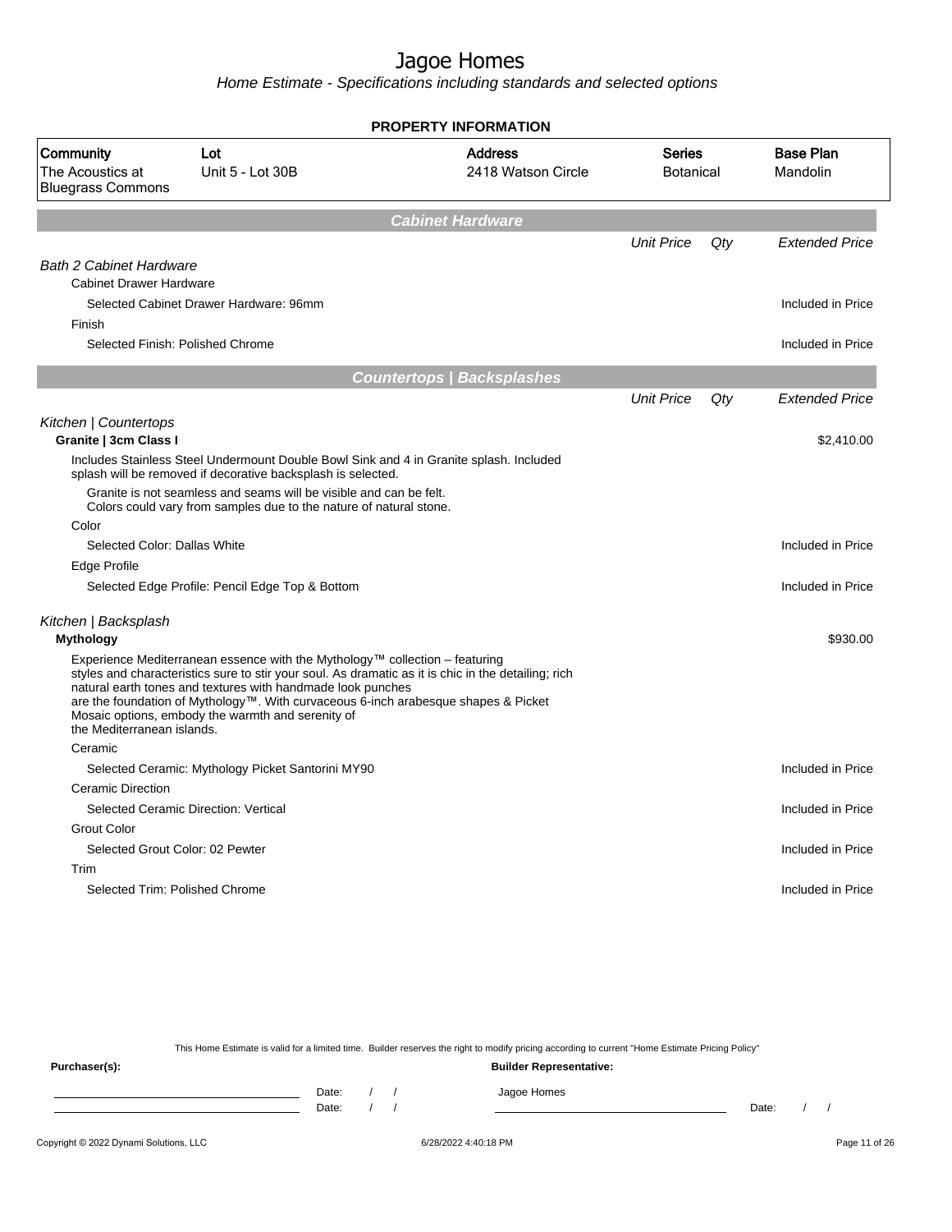# Jagoe Homes

*Home Estimate - Specifications including standards and selected options*

**PROPERTY INFORMATION**

| Community | Lot | Address | Series | Base Plan |
|---|---|---|---|---|
| The Acoustics at Bluegrass Commons | Unit 5 - Lot 30B | 2418 Watson Circle | Botanical | Mandolin |

## Cabinet Hardware

| | Unit Price | Qty | Extended Price |
|---|---|---|---|
| *Bath 2 Cabinet Hardware* | | | |
| Cabinet Drawer Hardware | | | |
| Selected Cabinet Drawer Hardware: 96mm | | | Included in Price |
| Finish | | | |
| Selected Finish: Polished Chrome | | | Included in Price |

## Countertops | Backsplashes

| | Unit Price | Qty | Extended Price |
|---|---|---|---|
| *Kitchen \| Countertops* | | | |
| **Granite \| 3cm Class I** | | | $2,410.00 |
| Includes Stainless Steel Undermount Double Bowl Sink and 4 in Granite splash. Included splash will be removed if decorative backsplash is selected.<br>Granite is not seamless and seams will be visible and can be felt. Colors could vary from samples due to the nature of natural stone. | | | |
| Color | | | |
| Selected Color: Dallas White | | | Included in Price |
| Edge Profile | | | |
| Selected Edge Profile: Pencil Edge Top & Bottom | | | Included in Price |
| *Kitchen \| Backsplash* | | | |
| **Mythology** | | | $930.00 |
| Experience Mediterranean essence with the Mythology™ collection – featuring styles and characteristics sure to stir your soul. As dramatic as it is chic in the detailing; rich natural earth tones and textures with handmade look punches are the foundation of Mythology™. With curvaceous 6-inch arabesque shapes & Picket Mosaic options, embody the warmth and serenity of the Mediterranean islands. | | | |
| Ceramic | | | |
| Selected Ceramic: Mythology Picket Santorini MY90 | | | Included in Price |
| Ceramic Direction | | | |
| Selected Ceramic Direction: Vertical | | | Included in Price |
| Grout Color | | | |
| Selected Grout Color: 02 Pewter | | | Included in Price |
| Trim | | | |
| Selected Trim: Polished Chrome | | | Included in Price |

This Home Estimate is valid for a limited time. Builder reserves the right to modify pricing according to current "Home Estimate Pricing Policy"

**Purchaser(s):**

Date: / /

Date: / /

**Builder Representative:**

Jagoe Homes

Date: / /

Copyright © 2022 Dynami Solutions, LLC

6/28/2022 4:40:18 PM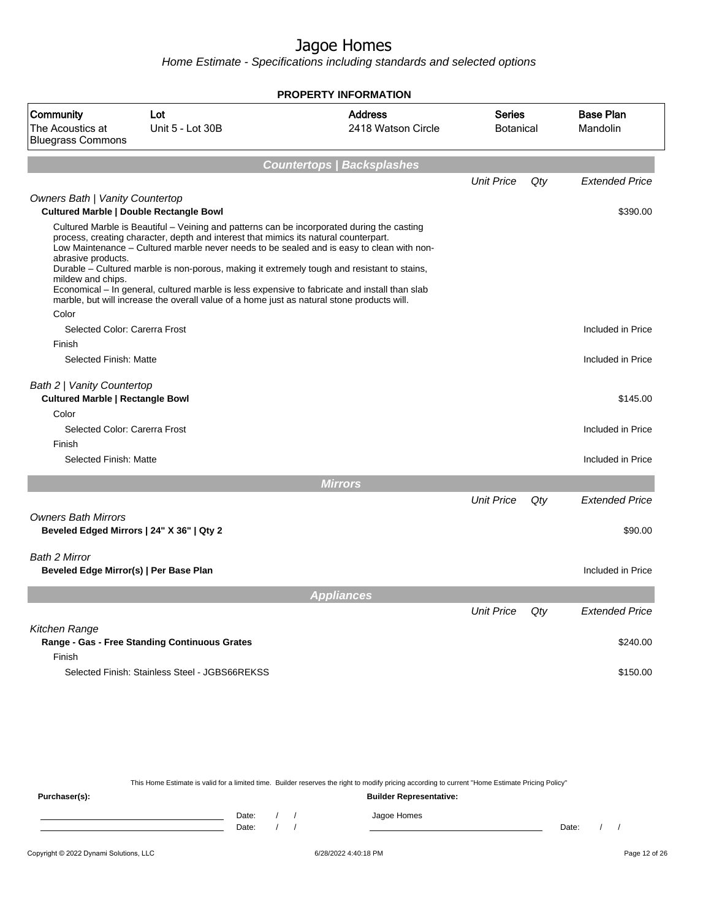# Jagoe Homes

*Home Estimate - Specifications including standards and selected options*

**PROPERTY INFORMATION**

| Community | Lot | Address | Series | Base Plan |
|---|---|---|---|---|
| The Acoustics at Bluegrass Commons | Unit 5 - Lot 30B | 2418 Watson Circle | Botanical | Mandolin |

## Countertops | Backsplashes

| | Unit Price | Qty | Extended Price |
|---|---|---|---|
| *Owners Bath \| Vanity Countertop* | | | |
| **Cultured Marble \| Double Rectangle Bowl** | | | $390.00 |
| Cultured Marble is Beautiful – Veining and patterns can be incorporated during the casting process, creating character, depth and interest that mimics its natural counterpart. Low Maintenance – Cultured marble never needs to be sealed and is easy to clean with non-abrasive products. Durable – Cultured marble is non-porous, making it extremely tough and resistant to stains, mildew and chips. Economical – In general, cultured marble is less expensive to fabricate and install than slab marble, but will increase the overall value of a home just as natural stone products will. | | | |
| Color | | | |
| Selected Color: Carerra Frost | | | Included in Price |
| Finish | | | |
| Selected Finish: Matte | | | Included in Price |
| *Bath 2 \| Vanity Countertop* | | | |
| **Cultured Marble \| Rectangle Bowl** | | | $145.00 |
| Color | | | |
| Selected Color: Carerra Frost | | | Included in Price |
| Finish | | | |
| Selected Finish: Matte | | | Included in Price |

## Mirrors

| | Unit Price | Qty | Extended Price |
|---|---|---|---|
| *Owners Bath Mirrors* | | | |
| **Beveled Edged Mirrors \| 24" X 36" \| Qty 2** | | | $90.00 |
| *Bath 2 Mirror* | | | |
| **Beveled Edge Mirror(s) \| Per Base Plan** | | | Included in Price |

## Appliances

| | Unit Price | Qty | Extended Price |
|---|---|---|---|
| *Kitchen Range* | | | |
| **Range - Gas - Free Standing Continuous Grates** | | | $240.00 |
| Finish | | | |
| Selected Finish: Stainless Steel - JGBS66REKSS | | | $150.00 |

This Home Estimate is valid for a limited time. Builder reserves the right to modify pricing according to current "Home Estimate Pricing Policy"

**Purchaser(s):** Date: / / Date: / /

**Builder Representative:** Jagoe Homes Date: / /

Copyright © 2022 Dynami Solutions, LLC 6/28/2022 4:40:18 PM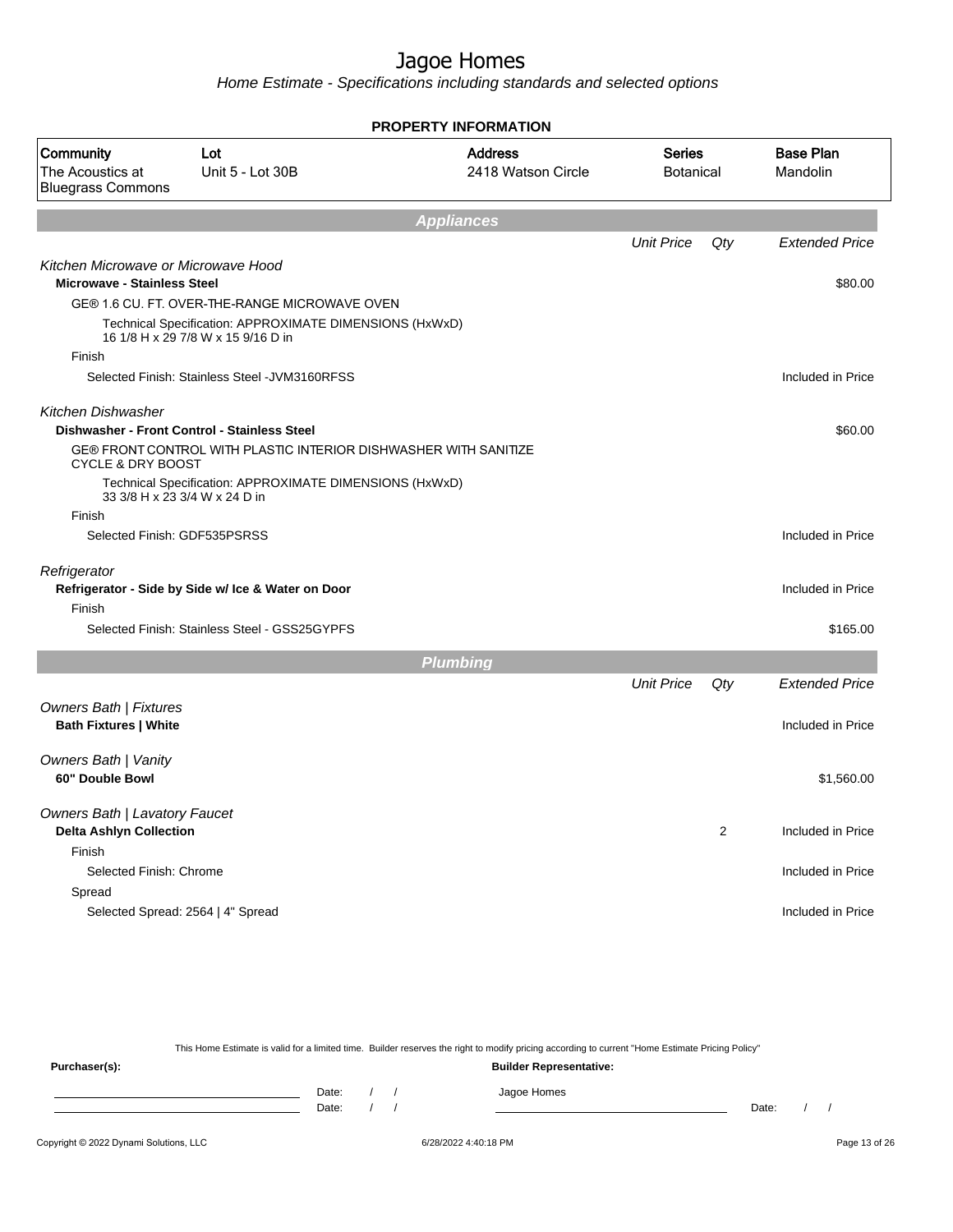# Jagoe Homes

*Home Estimate - Specifications including standards and selected options*

## PROPERTY INFORMATION

| Community | Lot | Address | Series | Base Plan |
|---|---|---|---|---|
| The Acoustics at Bluegrass Commons | Unit 5 - Lot 30B | 2418 Watson Circle | Botanical | Mandolin |

## Appliances

| | Unit Price | Qty | Extended Price |
|---|---|---|---|
| *Kitchen Microwave or Microwave Hood* | | | |
| **Microwave - Stainless Steel** | | | $80.00 |
| GE® 1.6 CU. FT. OVER-THE-RANGE MICROWAVE OVEN | | | |
| Technical Specification: APPROXIMATE DIMENSIONS (HxWxD) 16 1/8 H x 29 7/8 W x 15 9/16 D in | | | |
| Finish | | | |
| Selected Finish: Stainless Steel -JVM3160RFSS | | | Included in Price |
| *Kitchen Dishwasher* | | | |
| **Dishwasher - Front Control - Stainless Steel** | | | $60.00 |
| GE® FRONT CONTROL WITH PLASTIC INTERIOR DISHWASHER WITH SANITIZE CYCLE & DRY BOOST | | | |
| Technical Specification: APPROXIMATE DIMENSIONS (HxWxD) 33 3/8 H x 23 3/4 W x 24 D in | | | |
| Finish | | | |
| Selected Finish: GDF535PSRSS | | | Included in Price |
| *Refrigerator* | | | |
| **Refrigerator - Side by Side w/ Ice & Water on Door** | | | Included in Price |
| Finish | | | |
| Selected Finish: Stainless Steel - GSS25GYPFS | | | $165.00 |

## Plumbing

| | Unit Price | Qty | Extended Price |
|---|---|---|---|
| *Owners Bath \| Fixtures* | | | |
| **Bath Fixtures \| White** | | | Included in Price |
| *Owners Bath \| Vanity* | | | |
| **60" Double Bowl** | | | $1,560.00 |
| *Owners Bath \| Lavatory Faucet* | | | |
| **Delta Ashlyn Collection** | | 2 | Included in Price |
| Finish | | | |
| Selected Finish: Chrome | | | Included in Price |
| Spread | | | |
| Selected Spread: 2564 \| 4" Spread | | | Included in Price |

This Home Estimate is valid for a limited time. Builder reserves the right to modify pricing according to current "Home Estimate Pricing Policy"

**Purchaser(s):** Date: / / Date: / /

**Builder Representative:** Jagoe Homes Date: / /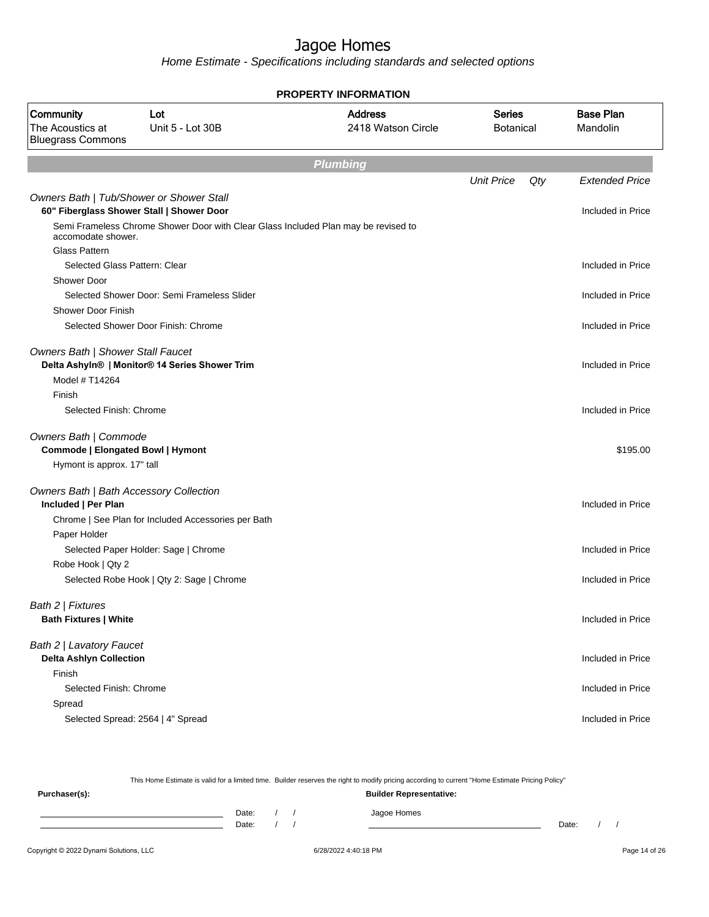# Jagoe Homes

*Home Estimate - Specifications including standards and selected options*

**PROPERTY INFORMATION**

| Community | Lot | Address | Series | Base Plan |
|---|---|---|---|---|
| The Acoustics at Bluegrass Commons | Unit 5 - Lot 30B | 2418 Watson Circle | Botanical | Mandolin |

## Plumbing

| | Unit Price | Qty | Extended Price |
|---|---|---|---|
| *Owners Bath \| Tub/Shower or Shower Stall* | | | |
| **60" Fiberglass Shower Stall \| Shower Door** | | | Included in Price |
| Semi Frameless Chrome Shower Door with Clear Glass Included Plan may be revised to accomodate shower. | | | |
| Glass Pattern | | | |
| Selected Glass Pattern: Clear | | | Included in Price |
| Shower Door | | | |
| Selected Shower Door: Semi Frameless Slider | | | Included in Price |
| Shower Door Finish | | | |
| Selected Shower Door Finish: Chrome | | | Included in Price |
| *Owners Bath \| Shower Stall Faucet* | | | |
| **Delta Ashyln® \| Monitor® 14 Series Shower Trim** | | | Included in Price |
| Model # T14264 | | | |
| Finish | | | |
| Selected Finish: Chrome | | | Included in Price |
| *Owners Bath \| Commode* | | | |
| **Commode \| Elongated Bowl \| Hymont** | | | $195.00 |
| Hymont is approx. 17" tall | | | |
| *Owners Bath \| Bath Accessory Collection* | | | |
| **Included \| Per Plan** | | | Included in Price |
| Chrome \| See Plan for Included Accessories per Bath | | | |
| Paper Holder | | | |
| Selected Paper Holder: Sage \| Chrome | | | Included in Price |
| Robe Hook \| Qty 2 | | | |
| Selected Robe Hook \| Qty 2: Sage \| Chrome | | | Included in Price |
| *Bath 2 \| Fixtures* | | | |
| **Bath Fixtures \| White** | | | Included in Price |
| *Bath 2 \| Lavatory Faucet* | | | |
| **Delta Ashlyn Collection** | | | Included in Price |
| Finish | | | |
| Selected Finish: Chrome | | | Included in Price |
| Spread | | | |
| Selected Spread: 2564 \| 4" Spread | | | Included in Price |

This Home Estimate is valid for a limited time. Builder reserves the right to modify pricing according to current "Home Estimate Pricing Policy"

**Purchaser(s):**

Date: / /

Date: / /

**Builder Representative:**

Jagoe Homes

Date: / /

Copyright © 2022 Dynami Solutions, LLC 6/28/2022 4:40:18 PM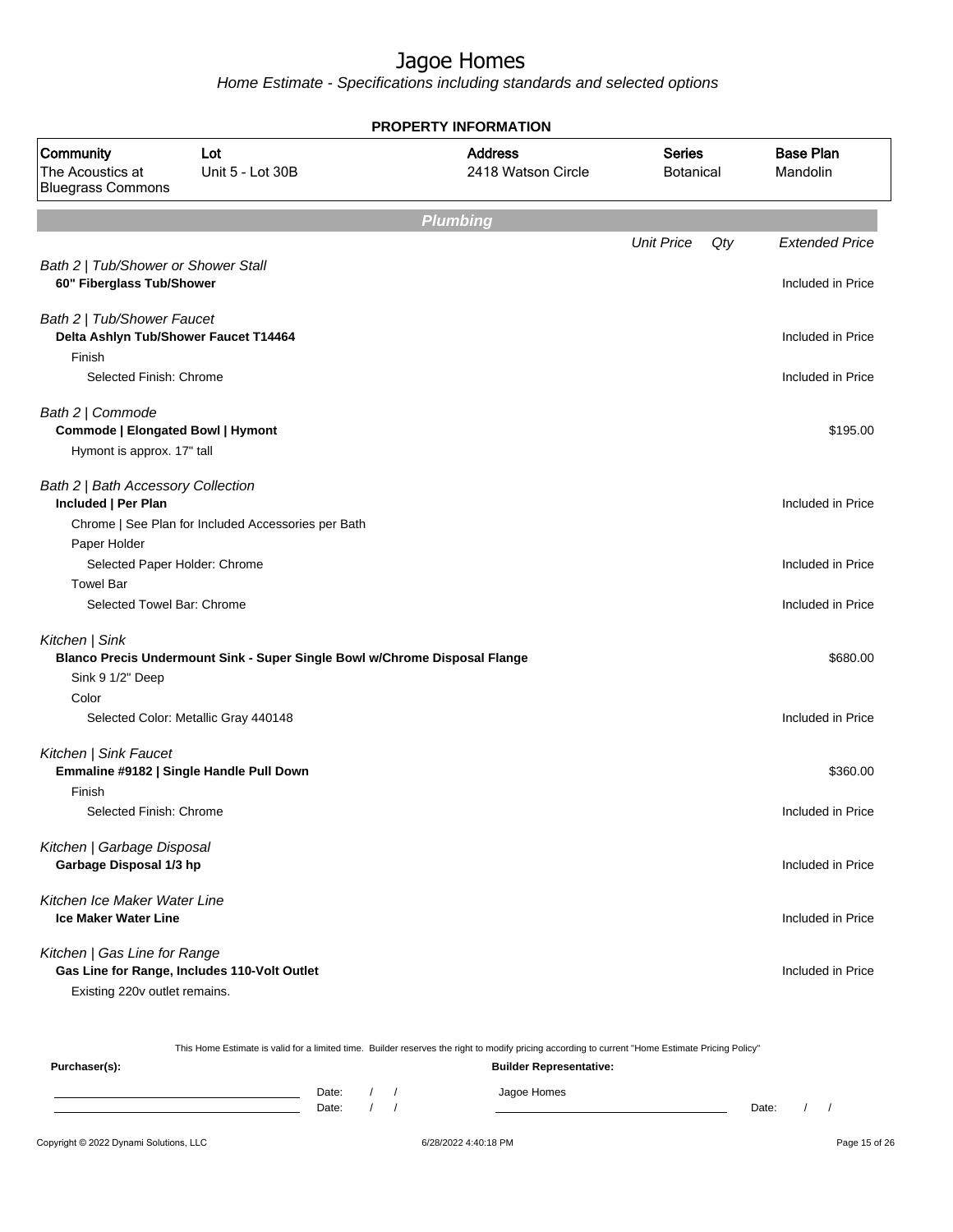# Jagoe Homes

*Home Estimate - Specifications including standards and selected options*

**PROPERTY INFORMATION**

| Community | Lot | Address | Series | Base Plan |
|---|---|---|---|---|
| The Acoustics at Bluegrass Commons | Unit 5 - Lot 30B | 2418 Watson Circle | Botanical | Mandolin |

## Plumbing

| | Unit Price | Qty | Extended Price |
|---|---|---|---|
| *Bath 2 \| Tub/Shower or Shower Stall* | | | |
| **60" Fiberglass Tub/Shower** | | | Included in Price |
| *Bath 2 \| Tub/Shower Faucet* | | | |
| **Delta Ashlyn Tub/Shower Faucet T14464** | | | Included in Price |
| Finish | | | |
| Selected Finish: Chrome | | | Included in Price |
| *Bath 2 \| Commode* | | | |
| **Commode \| Elongated Bowl \| Hymont** | | | $195.00 |
| Hymont is approx. 17" tall | | | |
| *Bath 2 \| Bath Accessory Collection* | | | |
| **Included \| Per Plan** | | | Included in Price |
| Chrome \| See Plan for Included Accessories per Bath | | | |
| Paper Holder | | | |
| Selected Paper Holder: Chrome | | | Included in Price |
| Towel Bar | | | |
| Selected Towel Bar: Chrome | | | Included in Price |
| *Kitchen \| Sink* | | | |
| **Blanco Precis Undermount Sink - Super Single Bowl w/Chrome Disposal Flange** | | | $680.00 |
| Sink 9 1/2" Deep | | | |
| Color | | | |
| Selected Color: Metallic Gray 440148 | | | Included in Price |
| *Kitchen \| Sink Faucet* | | | |
| **Emmaline #9182 \| Single Handle Pull Down** | | | $360.00 |
| Finish | | | |
| Selected Finish: Chrome | | | Included in Price |
| *Kitchen \| Garbage Disposal* | | | |
| **Garbage Disposal 1/3 hp** | | | Included in Price |
| *Kitchen Ice Maker Water Line* | | | |
| **Ice Maker Water Line** | | | Included in Price |
| *Kitchen \| Gas Line for Range* | | | |
| **Gas Line for Range, Includes 110-Volt Outlet** | | | Included in Price |
| Existing 220v outlet remains. | | | |

This Home Estimate is valid for a limited time. Builder reserves the right to modify pricing according to current "Home Estimate Pricing Policy"

**Purchaser(s):**

Date: / /

Date: / /

**Builder Representative:**

Jagoe Homes

Date: / /

Copyright © 2022 Dynami Solutions, LLC    6/28/2022 4:40:18 PM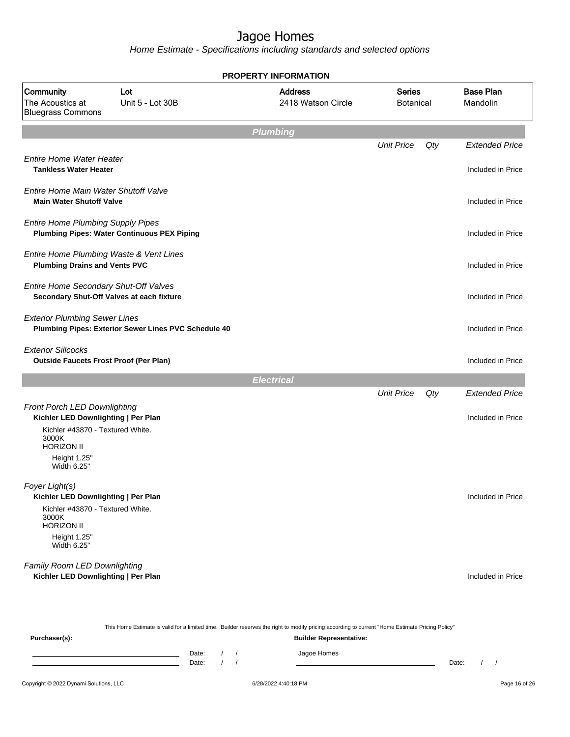# Jagoe Homes

*Home Estimate - Specifications including standards and selected options*

**PROPERTY INFORMATION**

| Community | Lot | Address | Series | Base Plan |
|---|---|---|---|---|
| The Acoustics at Bluegrass Commons | Unit 5 - Lot 30B | 2418 Watson Circle | Botanical | Mandolin |

## Plumbing

| | Unit Price | Qty | Extended Price |
|---|---|---|---|
| *Entire Home Water Heater* | | | |
| **Tankless Water Heater** | | | Included in Price |
| *Entire Home Main Water Shutoff Valve* | | | |
| **Main Water Shutoff Valve** | | | Included in Price |
| *Entire Home Plumbing Supply Pipes* | | | |
| **Plumbing Pipes: Water Continuous PEX Piping** | | | Included in Price |
| *Entire Home Plumbing Waste & Vent Lines* | | | |
| **Plumbing Drains and Vents PVC** | | | Included in Price |
| *Entire Home Secondary Shut-Off Valves* | | | |
| **Secondary Shut-Off Valves at each fixture** | | | Included in Price |
| *Exterior Plumbing Sewer Lines* | | | |
| **Plumbing Pipes: Exterior Sewer Lines PVC Schedule 40** | | | Included in Price |
| *Exterior Sillcocks* | | | |
| **Outside Faucets Frost Proof (Per Plan)** | | | Included in Price |

## Electrical

| | Unit Price | Qty | Extended Price |
|---|---|---|---|
| *Front Porch LED Downlighting* | | | |
| **Kichler LED Downlighting \| Per Plan**<br>Kichler #43870 - Textured White.<br>3000K<br>HORIZON II<br>Height 1.25"<br>Width 6.25" | | | Included in Price |
| *Foyer Light(s)* | | | |
| **Kichler LED Downlighting \| Per Plan**<br>Kichler #43870 - Textured White.<br>3000K<br>HORIZON II<br>Height 1.25"<br>Width 6.25" | | | Included in Price |
| *Family Room LED Downlighting* | | | |
| **Kichler LED Downlighting \| Per Plan** | | | Included in Price |

This Home Estimate is valid for a limited time. Builder reserves the right to modify pricing according to current "Home Estimate Pricing Policy"

**Purchaser(s):** ______________________ Date: / /

______________________ Date: / /

**Builder Representative:** Jagoe Homes

______________________ Date: / /

Copyright © 2022 Dynami Solutions, LLC — 6/28/2022 4:40:18 PM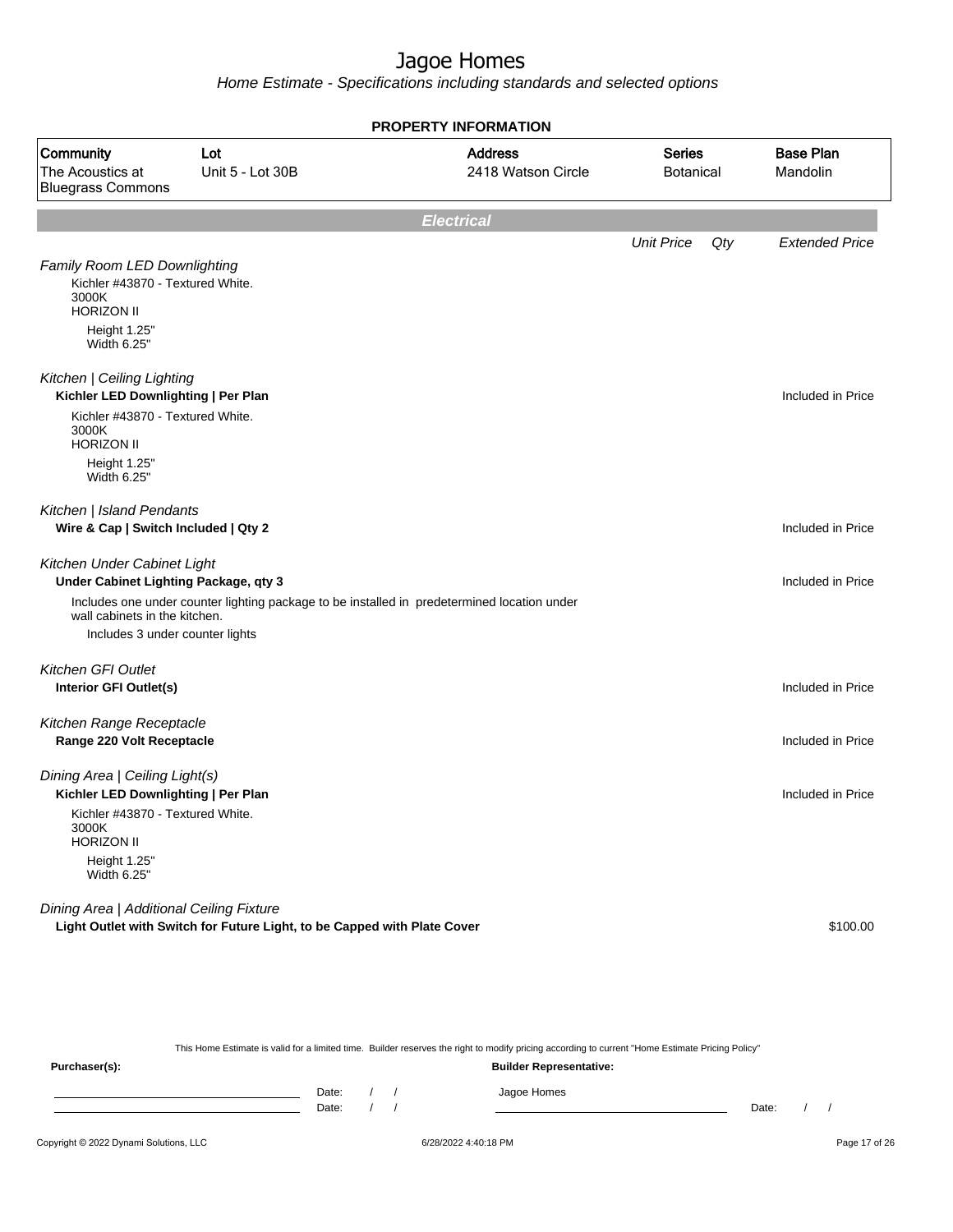# Jagoe Homes

*Home Estimate - Specifications including standards and selected options*

## PROPERTY INFORMATION

| Community | Lot | Address | Series | Base Plan |
|---|---|---|---|---|
| The Acoustics at Bluegrass Commons | Unit 5 - Lot 30B | 2418 Watson Circle | Botanical | Mandolin |

## *Electrical*

| | *Unit Price* | *Qty* | *Extended Price* |
|---|---|---|---|
| *Family Room LED Downlighting*<br>Kichler #43870 - Textured White.<br>3000K<br>HORIZON II<br>Height 1.25"<br>Width 6.25" | | | |
| *Kitchen \| Ceiling Lighting*<br>**Kichler LED Downlighting \| Per Plan**<br>Kichler #43870 - Textured White.<br>3000K<br>HORIZON II<br>Height 1.25"<br>Width 6.25" | | | Included in Price |
| *Kitchen \| Island Pendants*<br>**Wire & Cap \| Switch Included \| Qty 2** | | | Included in Price |
| *Kitchen Under Cabinet Light*<br>**Under Cabinet Lighting Package, qty 3**<br>Includes one under counter lighting package to be installed in predetermined location under wall cabinets in the kitchen.<br>Includes 3 under counter lights | | | Included in Price |
| *Kitchen GFI Outlet*<br>**Interior GFI Outlet(s)** | | | Included in Price |
| *Kitchen Range Receptacle*<br>**Range 220 Volt Receptacle** | | | Included in Price |
| *Dining Area \| Ceiling Light(s)*<br>**Kichler LED Downlighting \| Per Plan**<br>Kichler #43870 - Textured White.<br>3000K<br>HORIZON II<br>Height 1.25"<br>Width 6.25" | | | Included in Price |
| *Dining Area \| Additional Ceiling Fixture*<br>**Light Outlet with Switch for Future Light, to be Capped with Plate Cover** | | | $100.00 |

This Home Estimate is valid for a limited time. Builder reserves the right to modify pricing according to current "Home Estimate Pricing Policy"

**Purchaser(s):** | **Builder Representative:**

Date: / / | Jagoe Homes

Date: / / | Date: / /

Copyright © 2022 Dynami Solutions, LLC | 6/28/2022 4:40:18 PM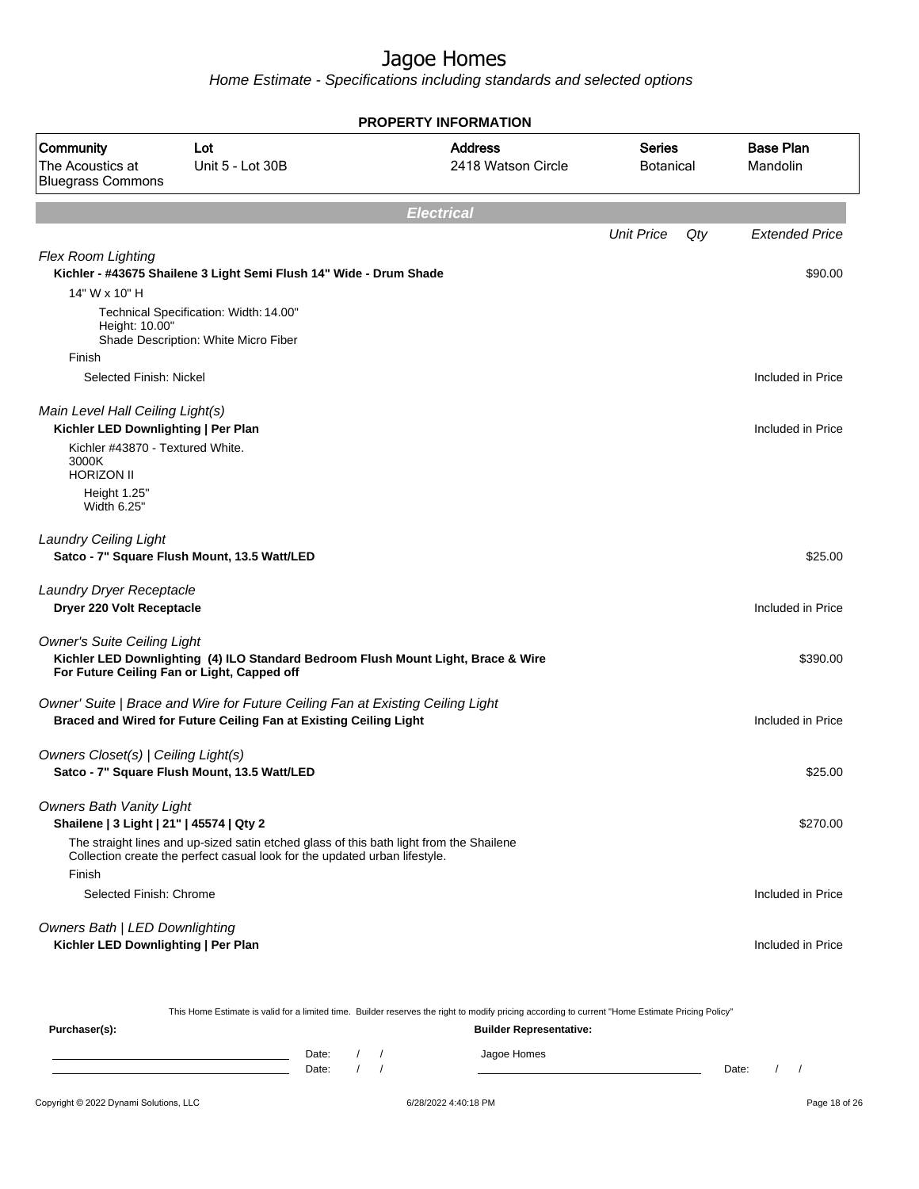# Jagoe Homes

*Home Estimate - Specifications including standards and selected options*

**PROPERTY INFORMATION**

| Community | Lot | Address | Series | Base Plan |
|---|---|---|---|---|
| The Acoustics at Bluegrass Commons | Unit 5 - Lot 30B | 2418 Watson Circle | Botanical | Mandolin |

## *Electrical*

| | Unit Price | Qty | Extended Price |
|---|---|---|---|
| *Flex Room Lighting* | | | |
| **Kichler - #43675 Shailene 3 Light Semi Flush 14" Wide - Drum Shade** | | | $90.00 |
| 14" W x 10" H | | | |
| Technical Specification: Width: 14.00" Height: 10.00" Shade Description: White Micro Fiber | | | |
| Finish | | | |
| Selected Finish: Nickel | | | Included in Price |
| *Main Level Hall Ceiling Light(s)* | | | |
| **Kichler LED Downlighting \| Per Plan** | | | Included in Price |
| Kichler #43870 - Textured White. 3000K HORIZON II | | | |
| Height 1.25" Width 6.25" | | | |
| *Laundry Ceiling Light* | | | |
| **Satco - 7" Square Flush Mount, 13.5 Watt/LED** | | | $25.00 |
| *Laundry Dryer Receptacle* | | | |
| **Dryer 220 Volt Receptacle** | | | Included in Price |
| *Owner's Suite Ceiling Light* | | | |
| **Kichler LED Downlighting (4) ILO Standard Bedroom Flush Mount Light, Brace & Wire For Future Ceiling Fan or Light, Capped off** | | | $390.00 |
| *Owner' Suite \| Brace and Wire for Future Ceiling Fan at Existing Ceiling Light* | | | |
| **Braced and Wired for Future Ceiling Fan at Existing Ceiling Light** | | | Included in Price |
| *Owners Closet(s) \| Ceiling Light(s)* | | | |
| **Satco - 7" Square Flush Mount, 13.5 Watt/LED** | | | $25.00 |
| *Owners Bath Vanity Light* | | | |
| **Shailene \| 3 Light \| 21" \| 45574 \| Qty 2** | | | $270.00 |
| The straight lines and up-sized satin etched glass of this bath light from the Shailene Collection create the perfect casual look for the updated urban lifestyle. | | | |
| Finish | | | |
| Selected Finish: Chrome | | | Included in Price |
| *Owners Bath \| LED Downlighting* | | | |
| **Kichler LED Downlighting \| Per Plan** | | | Included in Price |

This Home Estimate is valid for a limited time. Builder reserves the right to modify pricing according to current "Home Estimate Pricing Policy"

**Purchaser(s):** Date: / / Date: / /

**Builder Representative:** Jagoe Homes Date: / /

Copyright © 2022 Dynami Solutions, LLC 6/28/2022 4:40:18 PM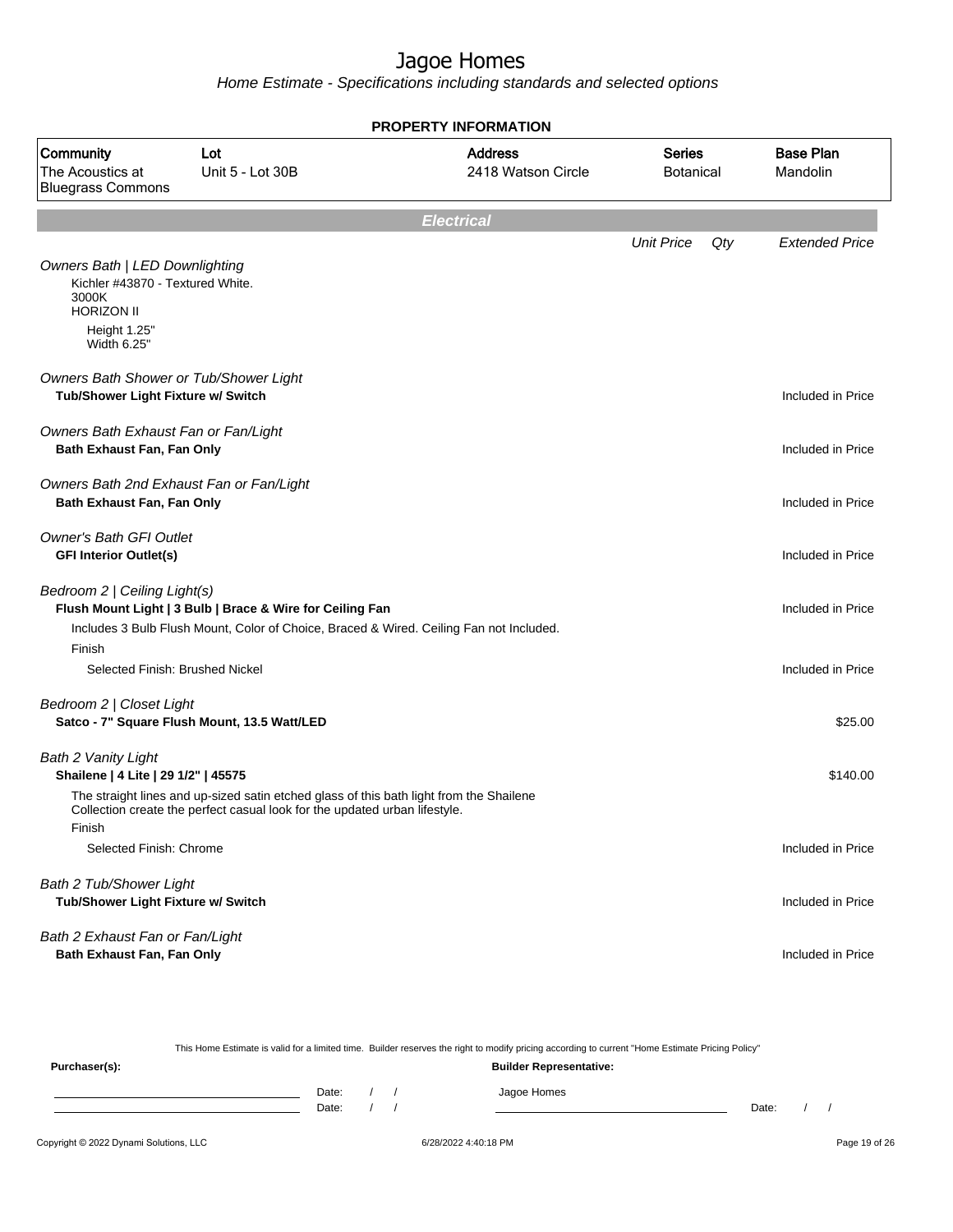# Jagoe Homes

Home Estimate - Specifications including standards and selected options

**PROPERTY INFORMATION**

| Community | Lot | Address | Series | Base Plan |
|---|---|---|---|---|
| The Acoustics at Bluegrass Commons | Unit 5 - Lot 30B | 2418 Watson Circle | Botanical | Mandolin |

## Electrical

| | Unit Price | Qty | Extended Price |
|---|---|---|---|
| *Owners Bath \| LED Downlighting*<br>Kichler #43870 - Textured White.<br>3000K<br>HORIZON II<br>Height 1.25"<br>Width 6.25" | | | |
| *Owners Bath Shower or Tub/Shower Light*<br>**Tub/Shower Light Fixture w/ Switch** | | | Included in Price |
| *Owners Bath Exhaust Fan or Fan/Light*<br>**Bath Exhaust Fan, Fan Only** | | | Included in Price |
| *Owners Bath 2nd Exhaust Fan or Fan/Light*<br>**Bath Exhaust Fan, Fan Only** | | | Included in Price |
| *Owner's Bath GFI Outlet*<br>**GFI Interior Outlet(s)** | | | Included in Price |
| *Bedroom 2 \| Ceiling Light(s)*<br>**Flush Mount Light \| 3 Bulb \| Brace & Wire for Ceiling Fan**<br>Includes 3 Bulb Flush Mount, Color of Choice, Braced & Wired. Ceiling Fan not Included. | | | Included in Price |
| Finish<br>Selected Finish: Brushed Nickel | | | Included in Price |
| *Bedroom 2 \| Closet Light*<br>**Satco - 7" Square Flush Mount, 13.5 Watt/LED** | | | $25.00 |
| *Bath 2 Vanity Light*<br>**Shailene \| 4 Lite \| 29 1/2" \| 45575**<br>The straight lines and up-sized satin etched glass of this bath light from the Shailene Collection create the perfect casual look for the updated urban lifestyle. | | | $140.00 |
| Finish<br>Selected Finish: Chrome | | | Included in Price |
| *Bath 2 Tub/Shower Light*<br>**Tub/Shower Light Fixture w/ Switch** | | | Included in Price |
| *Bath 2 Exhaust Fan or Fan/Light*<br>**Bath Exhaust Fan, Fan Only** | | | Included in Price |

This Home Estimate is valid for a limited time. Builder reserves the right to modify pricing according to current "Home Estimate Pricing Policy"

**Purchaser(s):** Date: / / Date: / /

**Builder Representative:** Jagoe Homes Date: / /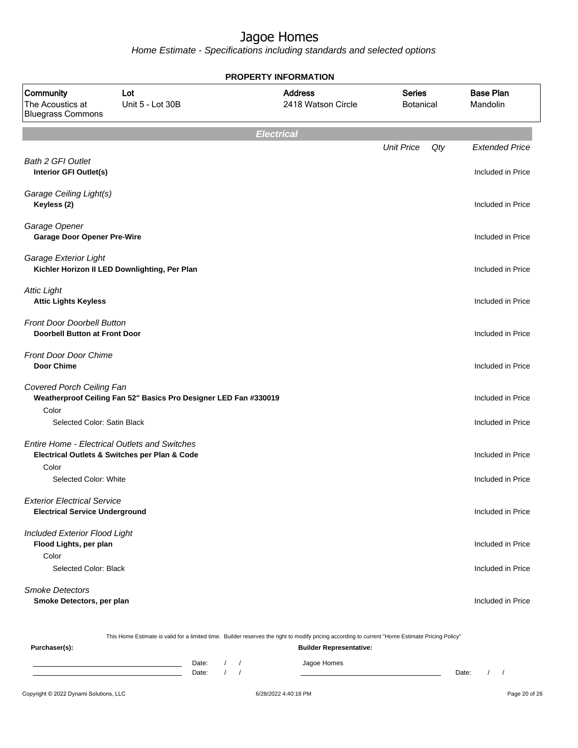# Jagoe Homes

*Home Estimate - Specifications including standards and selected options*

**PROPERTY INFORMATION**

| Community | Lot | Address | Series | Base Plan |
|---|---|---|---|---|
| The Acoustics at Bluegrass Commons | Unit 5 - Lot 30B | 2418 Watson Circle | Botanical | Mandolin |

## *Electrical*

| | Unit Price | Qty | Extended Price |
|---|---|---|---|
| *Bath 2 GFI Outlet* | | | |
| **Interior GFI Outlet(s)** | | | Included in Price |
| *Garage Ceiling Light(s)* | | | |
| **Keyless (2)** | | | Included in Price |
| *Garage Opener* | | | |
| **Garage Door Opener Pre-Wire** | | | Included in Price |
| *Garage Exterior Light* | | | |
| **Kichler Horizon II LED Downlighting, Per Plan** | | | Included in Price |
| *Attic Light* | | | |
| **Attic Lights Keyless** | | | Included in Price |
| *Front Door Doorbell Button* | | | |
| **Doorbell Button at Front Door** | | | Included in Price |
| *Front Door Door Chime* | | | |
| **Door Chime** | | | Included in Price |
| *Covered Porch Ceiling Fan* | | | |
| **Weatherproof Ceiling Fan 52" Basics Pro Designer LED Fan #330019** | | | Included in Price |
| Color | | | |
| Selected Color: Satin Black | | | Included in Price |
| *Entire Home - Electrical Outlets and Switches* | | | |
| **Electrical Outlets & Switches per Plan & Code** | | | Included in Price |
| Color | | | |
| Selected Color: White | | | Included in Price |
| *Exterior Electrical Service* | | | |
| **Electrical Service Underground** | | | Included in Price |
| *Included Exterior Flood Light* | | | |
| **Flood Lights, per plan** | | | Included in Price |
| Color | | | |
| Selected Color: Black | | | Included in Price |
| *Smoke Detectors* | | | |
| **Smoke Detectors, per plan** | | | Included in Price |

This Home Estimate is valid for a limited time. Builder reserves the right to modify pricing according to current "Home Estimate Pricing Policy"

**Purchaser(s):**

Date: / /

Date: / /

**Builder Representative:**

Jagoe Homes

Date: / /

Copyright © 2022 Dynami Solutions, LLC — 6/28/2022 4:40:18 PM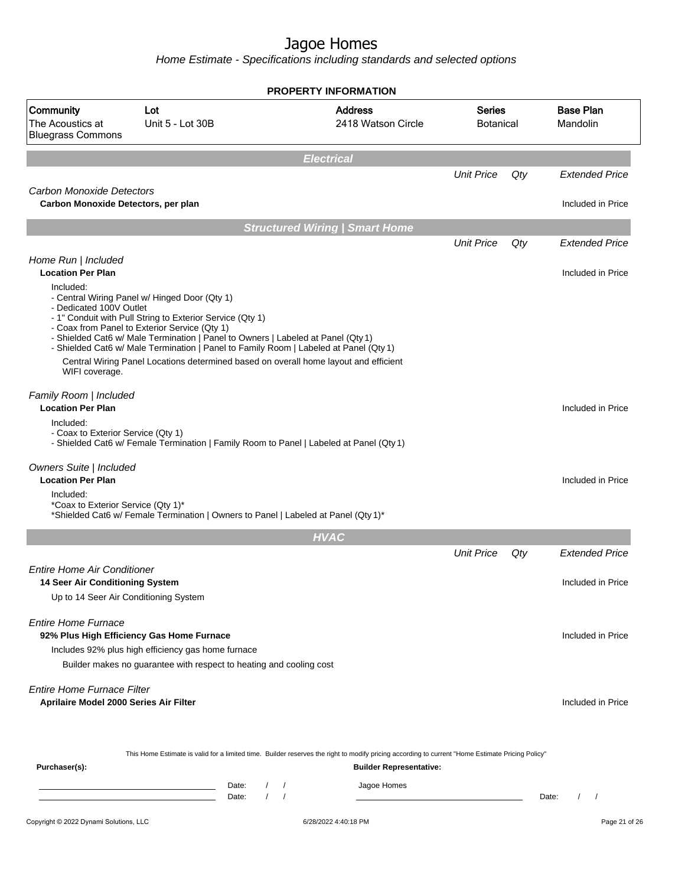# Jagoe Homes

*Home Estimate - Specifications including standards and selected options*

**PROPERTY INFORMATION**

| Community | Lot | Address | Series | Base Plan |
|---|---|---|---|---|
| The Acoustics at Bluegrass Commons | Unit 5 - Lot 30B | 2418 Watson Circle | Botanical | Mandolin |

## *Electrical*

| | Unit Price | Qty | Extended Price |
|---|---|---|---|

*Carbon Monoxide Detectors*

**Carbon Monoxide Detectors, per plan** — Included in Price

## *Structured Wiring | Smart Home*

| | Unit Price | Qty | Extended Price |
|---|---|---|---|

*Home Run | Included*

**Location Per Plan** — Included in Price

Included:
- Central Wiring Panel w/ Hinged Door (Qty 1)
- Dedicated 100V Outlet
- 1" Conduit with Pull String to Exterior Service (Qty 1)
- Coax from Panel to Exterior Service (Qty 1)
- Shielded Cat6 w/ Male Termination | Panel to Owners | Labeled at Panel (Qty 1)
- Shielded Cat6 w/ Male Termination | Panel to Family Room | Labeled at Panel (Qty 1)

Central Wiring Panel Locations determined based on overall home layout and efficient WIFI coverage.

*Family Room | Included*

**Location Per Plan** — Included in Price

Included:
- Coax to Exterior Service (Qty 1)
- Shielded Cat6 w/ Female Termination | Family Room to Panel | Labeled at Panel (Qty 1)

*Owners Suite | Included*

**Location Per Plan** — Included in Price

Included:
*Coax to Exterior Service (Qty 1)*
*Shielded Cat6 w/ Female Termination | Owners to Panel | Labeled at Panel (Qty 1)*

## *HVAC*

| | Unit Price | Qty | Extended Price |
|---|---|---|---|

*Entire Home Air Conditioner*

**14 Seer Air Conditioning System** — Included in Price

Up to 14 Seer Air Conditioning System

*Entire Home Furnace*

**92% Plus High Efficiency Gas Home Furnace** — Included in Price

Includes 92% plus high efficiency gas home furnace

Builder makes no guarantee with respect to heating and cooling cost

*Entire Home Furnace Filter*

**Aprilaire Model 2000 Series Air Filter** — Included in Price

This Home Estimate is valid for a limited time. Builder reserves the right to modify pricing according to current "Home Estimate Pricing Policy"

**Purchaser(s):** ______________________ Date: / /
______________________ Date: / /

**Builder Representative:**
Jagoe Homes
______________________ Date: / /

Copyright © 2022 Dynami Solutions, LLC — 6/28/2022 4:40:18 PM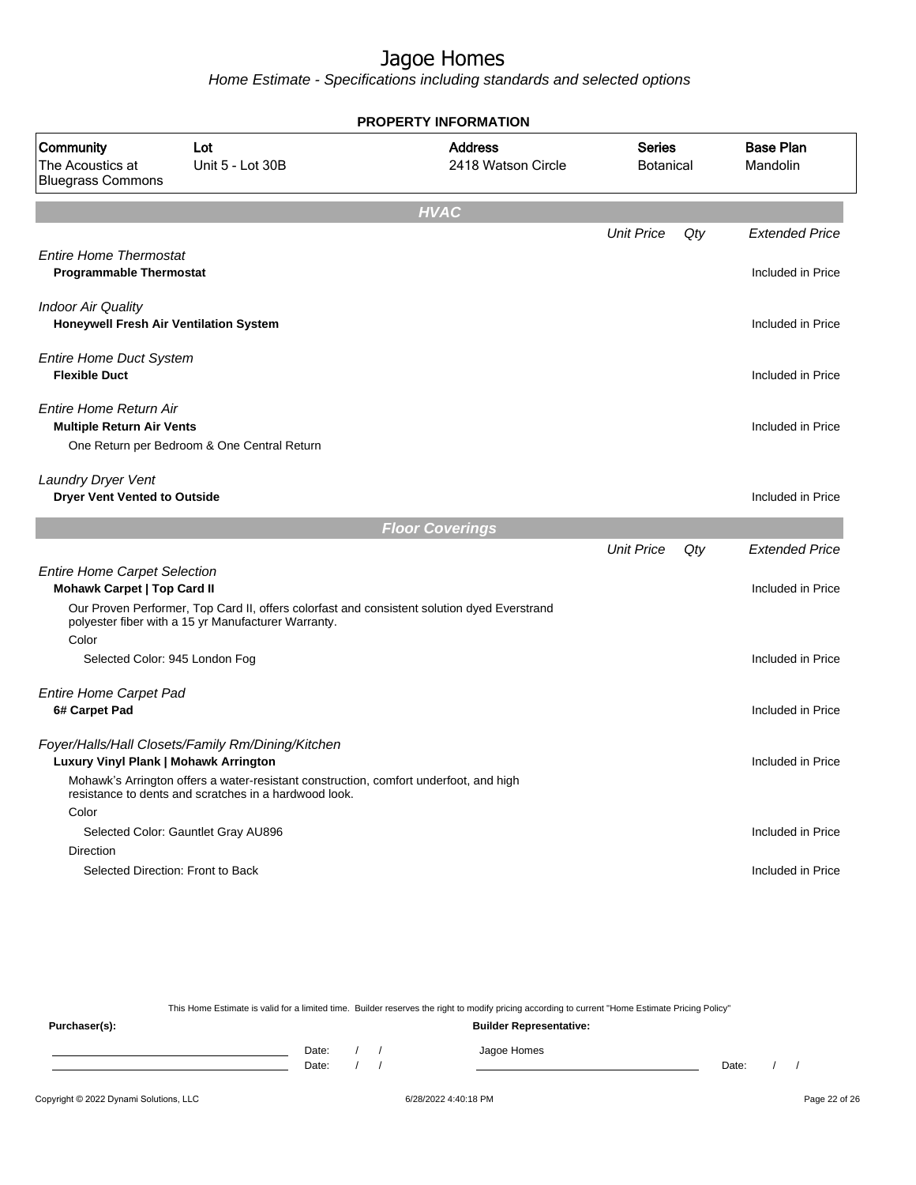# Jagoe Homes

*Home Estimate - Specifications including standards and selected options*

**PROPERTY INFORMATION**

| Community | Lot | Address | Series | Base Plan |
|---|---|---|---|---|
| The Acoustics at Bluegrass Commons | Unit 5 - Lot 30B | 2418 Watson Circle | Botanical | Mandolin |

## HVAC

| | Unit Price | Qty | Extended Price |
|---|---|---|---|
| *Entire Home Thermostat* | | | |
| **Programmable Thermostat** | | | Included in Price |
| *Indoor Air Quality* | | | |
| **Honeywell Fresh Air Ventilation System** | | | Included in Price |
| *Entire Home Duct System* | | | |
| **Flexible Duct** | | | Included in Price |
| *Entire Home Return Air* | | | |
| **Multiple Return Air Vents** | | | Included in Price |
| One Return per Bedroom & One Central Return | | | |
| *Laundry Dryer Vent* | | | |
| **Dryer Vent Vented to Outside** | | | Included in Price |

## Floor Coverings

| | Unit Price | Qty | Extended Price |
|---|---|---|---|
| *Entire Home Carpet Selection* | | | |
| **Mohawk Carpet \| Top Card II** | | | Included in Price |
| Our Proven Performer, Top Card II, offers colorfast and consistent solution dyed Everstrand polyester fiber with a 15 yr Manufacturer Warranty. | | | |
| Color | | | |
| Selected Color: 945 London Fog | | | Included in Price |
| *Entire Home Carpet Pad* | | | |
| **6# Carpet Pad** | | | Included in Price |
| *Foyer/Halls/Hall Closets/Family Rm/Dining/Kitchen* | | | |
| **Luxury Vinyl Plank \| Mohawk Arrington** | | | Included in Price |
| Mohawk's Arrington offers a water-resistant construction, comfort underfoot, and high resistance to dents and scratches in a hardwood look. | | | |
| Color | | | |
| Selected Color: Gauntlet Gray AU896 | | | Included in Price |
| Direction | | | |
| Selected Direction: Front to Back | | | Included in Price |

This Home Estimate is valid for a limited time. Builder reserves the right to modify pricing according to current "Home Estimate Pricing Policy"

**Purchaser(s):** &nbsp;&nbsp;&nbsp;&nbsp; Date: / / &nbsp;&nbsp; Date: / /

**Builder Representative:** Jagoe Homes &nbsp;&nbsp;&nbsp;&nbsp; Date: / /

Copyright © 2022 Dynami Solutions, LLC &nbsp;&nbsp;&nbsp; 6/28/2022 4:40:18 PM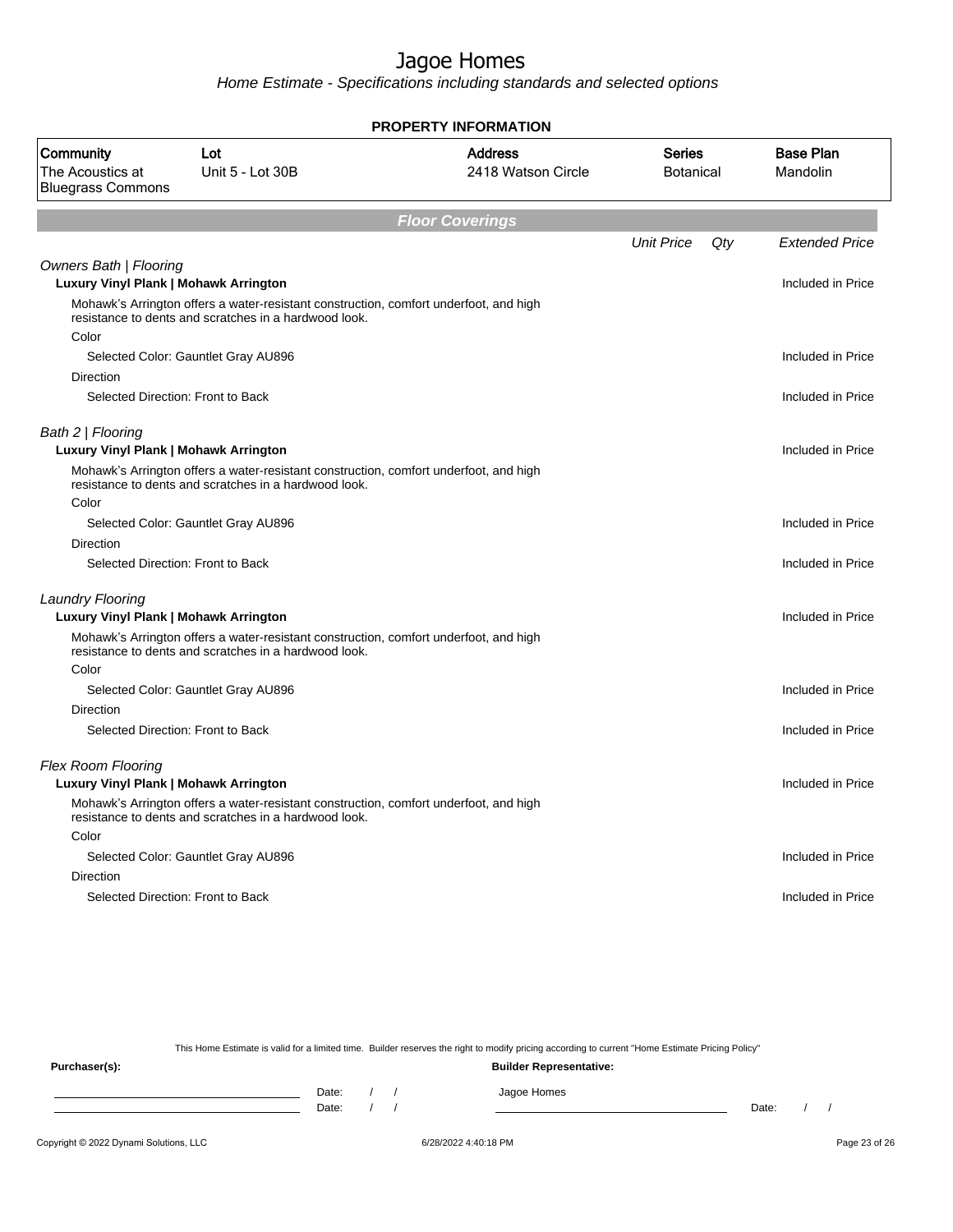# Jagoe Homes

*Home Estimate - Specifications including standards and selected options*

**PROPERTY INFORMATION**

| Community | Lot | Address | Series | Base Plan |
|---|---|---|---|---|
| The Acoustics at Bluegrass Commons | Unit 5 - Lot 30B | 2418 Watson Circle | Botanical | Mandolin |

## Floor Coverings

| | Unit Price | Qty | Extended Price |
|---|---|---|---|
| *Owners Bath \| Flooring* | | | |
| **Luxury Vinyl Plank \| Mohawk Arrington** | | | Included in Price |
| Mohawk's Arrington offers a water-resistant construction, comfort underfoot, and high resistance to dents and scratches in a hardwood look. | | | |
| Color | | | |
| Selected Color: Gauntlet Gray AU896 | | | Included in Price |
| Direction | | | |
| Selected Direction: Front to Back | | | Included in Price |
| *Bath 2 \| Flooring* | | | |
| **Luxury Vinyl Plank \| Mohawk Arrington** | | | Included in Price |
| Mohawk's Arrington offers a water-resistant construction, comfort underfoot, and high resistance to dents and scratches in a hardwood look. | | | |
| Color | | | |
| Selected Color: Gauntlet Gray AU896 | | | Included in Price |
| Direction | | | |
| Selected Direction: Front to Back | | | Included in Price |
| *Laundry Flooring* | | | |
| **Luxury Vinyl Plank \| Mohawk Arrington** | | | Included in Price |
| Mohawk's Arrington offers a water-resistant construction, comfort underfoot, and high resistance to dents and scratches in a hardwood look. | | | |
| Color | | | |
| Selected Color: Gauntlet Gray AU896 | | | Included in Price |
| Direction | | | |
| Selected Direction: Front to Back | | | Included in Price |
| *Flex Room Flooring* | | | |
| **Luxury Vinyl Plank \| Mohawk Arrington** | | | Included in Price |
| Mohawk's Arrington offers a water-resistant construction, comfort underfoot, and high resistance to dents and scratches in a hardwood look. | | | |
| Color | | | |
| Selected Color: Gauntlet Gray AU896 | | | Included in Price |
| Direction | | | |
| Selected Direction: Front to Back | | | Included in Price |

This Home Estimate is valid for a limited time. Builder reserves the right to modify pricing according to current "Home Estimate Pricing Policy"

**Purchaser(s):**

Date: / /

Date: / /

**Builder Representative:**

Jagoe Homes

Date: / /

Copyright © 2022 Dynami Solutions, LLC 6/28/2022 4:40:18 PM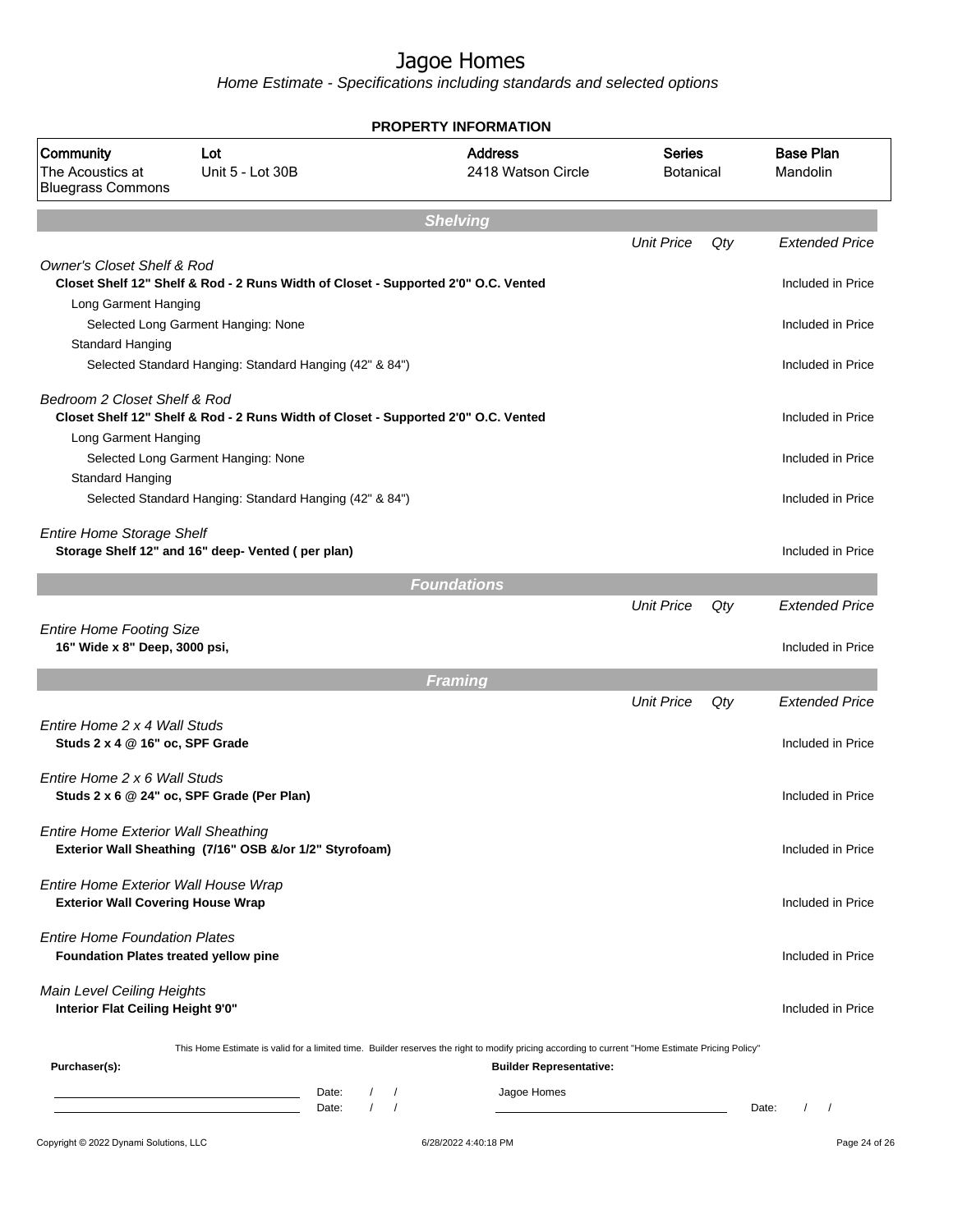# Jagoe Homes

*Home Estimate - Specifications including standards and selected options*

**PROPERTY INFORMATION**

| Community | Lot | Address | Series | Base Plan |
|---|---|---|---|---|
| The Acoustics at Bluegrass Commons | Unit 5 - Lot 30B | 2418 Watson Circle | Botanical | Mandolin |

## *Shelving*

| | Unit Price | Qty | Extended Price |
|---|---|---|---|
| *Owner's Closet Shelf & Rod* | | | |
| **Closet Shelf 12" Shelf & Rod - 2 Runs Width of Closet - Supported 2'0" O.C. Vented** | | | Included in Price |
| Long Garment Hanging | | | |
| Selected Long Garment Hanging: None | | | Included in Price |
| Standard Hanging | | | |
| Selected Standard Hanging: Standard Hanging (42" & 84") | | | Included in Price |
| *Bedroom 2 Closet Shelf & Rod* | | | |
| **Closet Shelf 12" Shelf & Rod - 2 Runs Width of Closet - Supported 2'0" O.C. Vented** | | | Included in Price |
| Long Garment Hanging | | | |
| Selected Long Garment Hanging: None | | | Included in Price |
| Standard Hanging | | | |
| Selected Standard Hanging: Standard Hanging (42" & 84") | | | Included in Price |
| *Entire Home Storage Shelf* | | | |
| **Storage Shelf 12" and 16" deep- Vented ( per plan)** | | | Included in Price |

## *Foundations*

| | Unit Price | Qty | Extended Price |
|---|---|---|---|
| *Entire Home Footing Size* | | | |
| **16" Wide x 8" Deep, 3000 psi,** | | | Included in Price |

## *Framing*

| | Unit Price | Qty | Extended Price |
|---|---|---|---|
| *Entire Home 2 x 4 Wall Studs* | | | |
| **Studs 2 x 4 @ 16" oc, SPF Grade** | | | Included in Price |
| *Entire Home 2 x 6 Wall Studs* | | | |
| **Studs 2 x 6 @ 24" oc, SPF Grade (Per Plan)** | | | Included in Price |
| *Entire Home Exterior Wall Sheathing* | | | |
| **Exterior Wall Sheathing (7/16" OSB &/or 1/2" Styrofoam)** | | | Included in Price |
| *Entire Home Exterior Wall House Wrap* | | | |
| **Exterior Wall Covering House Wrap** | | | Included in Price |
| *Entire Home Foundation Plates* | | | |
| **Foundation Plates treated yellow pine** | | | Included in Price |
| *Main Level Ceiling Heights* | | | |
| **Interior Flat Ceiling Height 9'0"** | | | Included in Price |

This Home Estimate is valid for a limited time. Builder reserves the right to modify pricing according to current "Home Estimate Pricing Policy"

**Purchaser(s):**

Date: / /

Date: / /

**Builder Representative:**

Jagoe Homes

Date: / /

Copyright © 2022 Dynami Solutions, LLC — 6/28/2022 4:40:18 PM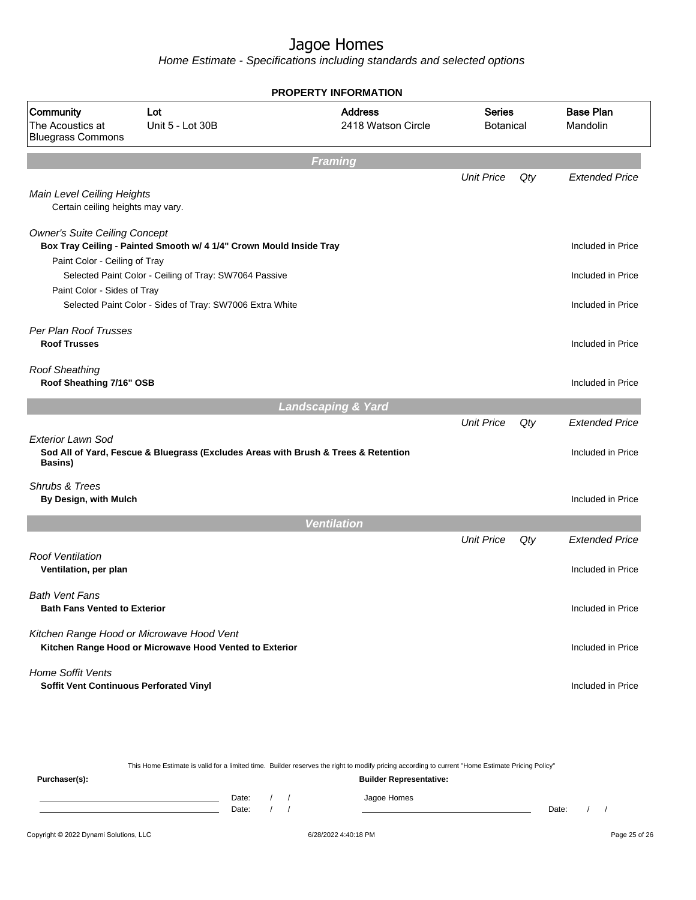# Jagoe Homes

Home Estimate - Specifications including standards and selected options

## PROPERTY INFORMATION

| Community | Lot | Address | Series | Base Plan |
|---|---|---|---|---|
| The Acoustics at Bluegrass Commons | Unit 5 - Lot 30B | 2418 Watson Circle | Botanical | Mandolin |

## Framing

| | Unit Price | Qty | Extended Price |
|---|---|---|---|
| *Main Level Ceiling Heights* | | | |
| Certain ceiling heights may vary. | | | |
| *Owner's Suite Ceiling Concept* | | | |
| **Box Tray Ceiling - Painted Smooth w/ 4 1/4" Crown Mould Inside Tray** | | | Included in Price |
| Paint Color - Ceiling of Tray | | | |
| Selected Paint Color - Ceiling of Tray: SW7064 Passive | | | Included in Price |
| Paint Color - Sides of Tray | | | |
| Selected Paint Color - Sides of Tray: SW7006 Extra White | | | Included in Price |
| *Per Plan Roof Trusses* | | | |
| **Roof Trusses** | | | Included in Price |
| *Roof Sheathing* | | | |
| **Roof Sheathing 7/16" OSB** | | | Included in Price |

## Landscaping & Yard

| | Unit Price | Qty | Extended Price |
|---|---|---|---|
| *Exterior Lawn Sod* | | | |
| **Sod All of Yard, Fescue & Bluegrass (Excludes Areas with Brush & Trees & Retention Basins)** | | | Included in Price |
| *Shrubs & Trees* | | | |
| **By Design, with Mulch** | | | Included in Price |

## Ventilation

| | Unit Price | Qty | Extended Price |
|---|---|---|---|
| *Roof Ventilation* | | | |
| **Ventilation, per plan** | | | Included in Price |
| *Bath Vent Fans* | | | |
| **Bath Fans Vented to Exterior** | | | Included in Price |
| *Kitchen Range Hood or Microwave Hood Vent* | | | |
| **Kitchen Range Hood or Microwave Hood Vented to Exterior** | | | Included in Price |
| *Home Soffit Vents* | | | |
| **Soffit Vent Continuous Perforated Vinyl** | | | Included in Price |

This Home Estimate is valid for a limited time. Builder reserves the right to modify pricing according to current "Home Estimate Pricing Policy"

**Purchaser(s):**

Date: / /

Date: / /

**Builder Representative:**

Jagoe Homes

Date: / /

Copyright © 2022 Dynami Solutions, LLC — 6/28/2022 4:40:18 PM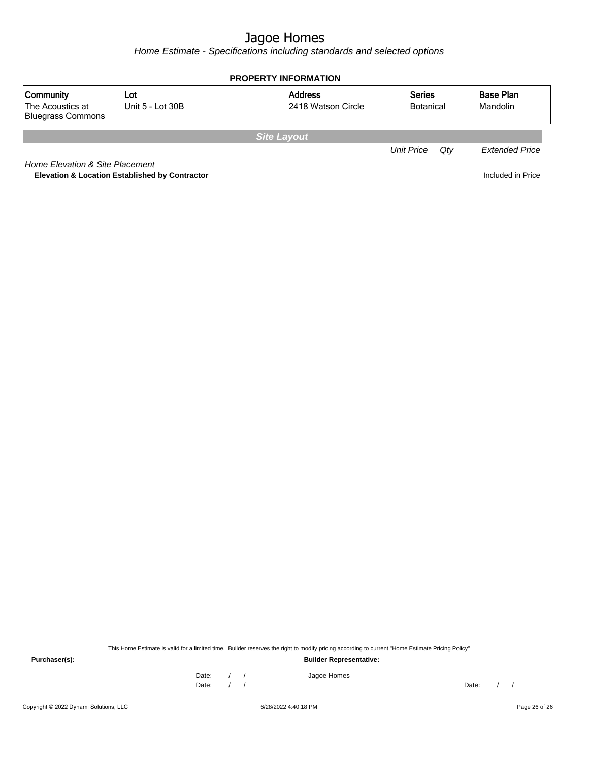# Jagoe Homes

*Home Estimate - Specifications including standards and selected options*

**PROPERTY INFORMATION**

| Community | Lot | Address | Series | Base Plan |
|---|---|---|---|---|
| The Acoustics at Bluegrass Commons | Unit 5 - Lot 30B | 2418 Watson Circle | Botanical | Mandolin |

## Site Layout

| | Unit Price | Qty | Extended Price |
|---|---|---|---|
| *Home Elevation & Site Placement* | | | |
| **Elevation & Location Established by Contractor** | | | Included in Price |

This Home Estimate is valid for a limited time. Builder reserves the right to modify pricing according to current "Home Estimate Pricing Policy"

**Purchaser(s):**

Date: / /

Date: / /

**Builder Representative:**

Jagoe Homes

Date: / /

Copyright © 2022 Dynami Solutions, LLC

6/28/2022 4:40:18 PM